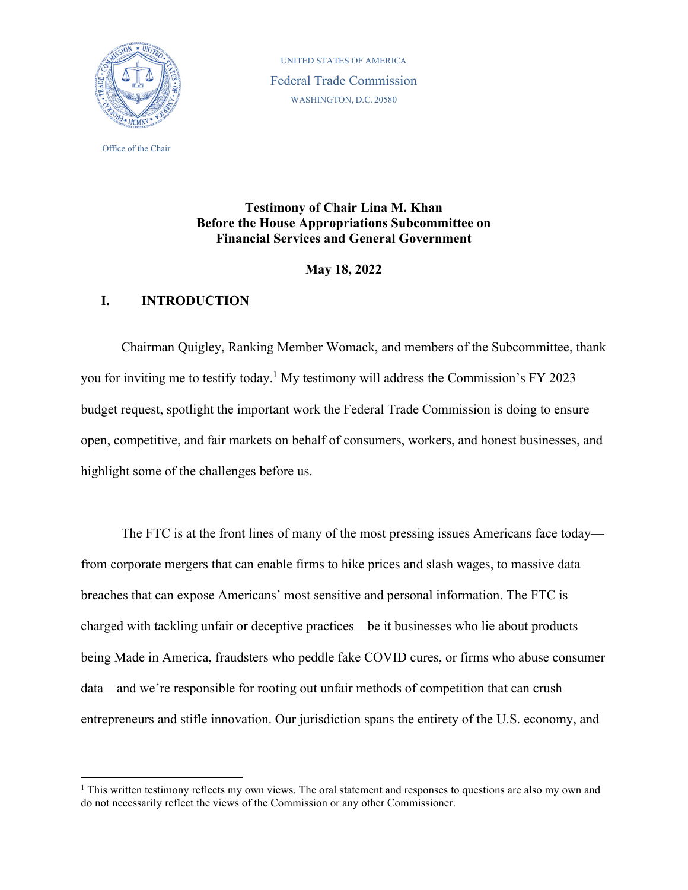UNITED STATES OF AMERICA

Federal Trade Commission

WASHINGTON, D.C. 20580

Office of the Chair

**Testimony of Chair Lina M. Khan**
**Before the House Appropriations Subcommittee on Financial Services and General Government**

**May 18, 2022**

## I. INTRODUCTION

Chairman Quigley, Ranking Member Womack, and members of the Subcommittee, thank you for inviting me to testify today.[1] My testimony will address the Commission's FY 2023 budget request, spotlight the important work the Federal Trade Commission is doing to ensure open, competitive, and fair markets on behalf of consumers, workers, and honest businesses, and highlight some of the challenges before us.

The FTC is at the front lines of many of the most pressing issues Americans face today—from corporate mergers that can enable firms to hike prices and slash wages, to massive data breaches that can expose Americans' most sensitive and personal information. The FTC is charged with tackling unfair or deceptive practices—be it businesses who lie about products being Made in America, fraudsters who peddle fake COVID cures, or firms who abuse consumer data—and we're responsible for rooting out unfair methods of competition that can crush entrepreneurs and stifle innovation. Our jurisdiction spans the entirety of the U.S. economy, and

---

[1] This written testimony reflects my own views. The oral statement and responses to questions are also my own and do not necessarily reflect the views of the Commission or any other Commissioner.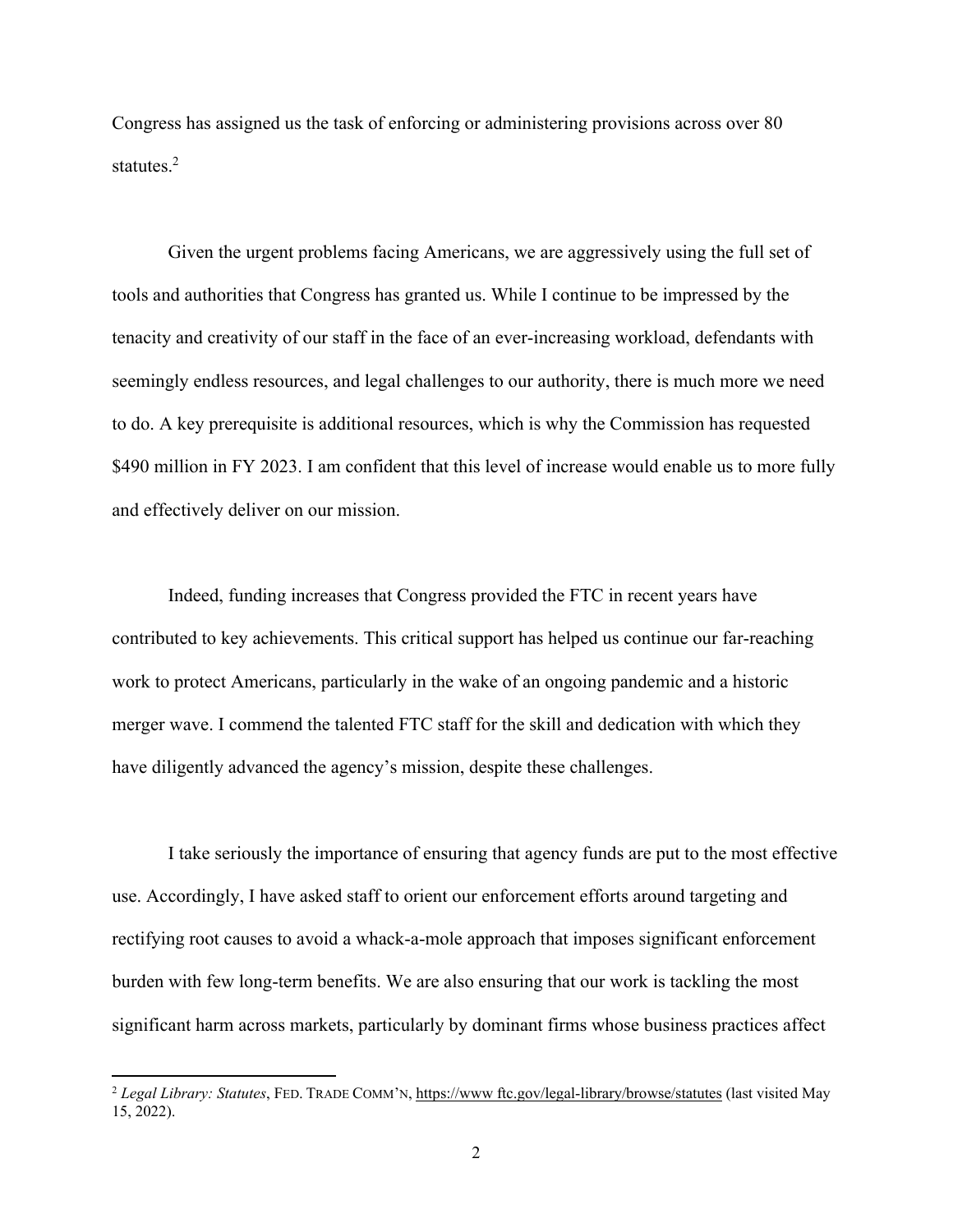Congress has assigned us the task of enforcing or administering provisions across over 80 statutes.[2]

Given the urgent problems facing Americans, we are aggressively using the full set of tools and authorities that Congress has granted us. While I continue to be impressed by the tenacity and creativity of our staff in the face of an ever-increasing workload, defendants with seemingly endless resources, and legal challenges to our authority, there is much more we need to do. A key prerequisite is additional resources, which is why the Commission has requested $490 million in FY 2023. I am confident that this level of increase would enable us to more fully and effectively deliver on our mission.

Indeed, funding increases that Congress provided the FTC in recent years have contributed to key achievements. This critical support has helped us continue our far-reaching work to protect Americans, particularly in the wake of an ongoing pandemic and a historic merger wave. I commend the talented FTC staff for the skill and dedication with which they have diligently advanced the agency's mission, despite these challenges.

I take seriously the importance of ensuring that agency funds are put to the most effective use. Accordingly, I have asked staff to orient our enforcement efforts around targeting and rectifying root causes to avoid a whack-a-mole approach that imposes significant enforcement burden with few long-term benefits. We are also ensuring that our work is tackling the most significant harm across markets, particularly by dominant firms whose business practices affect

---

[2] *Legal Library: Statutes*, FED. TRADE COMM'N, https://www ftc.gov/legal-library/browse/statutes (last visited May 15, 2022).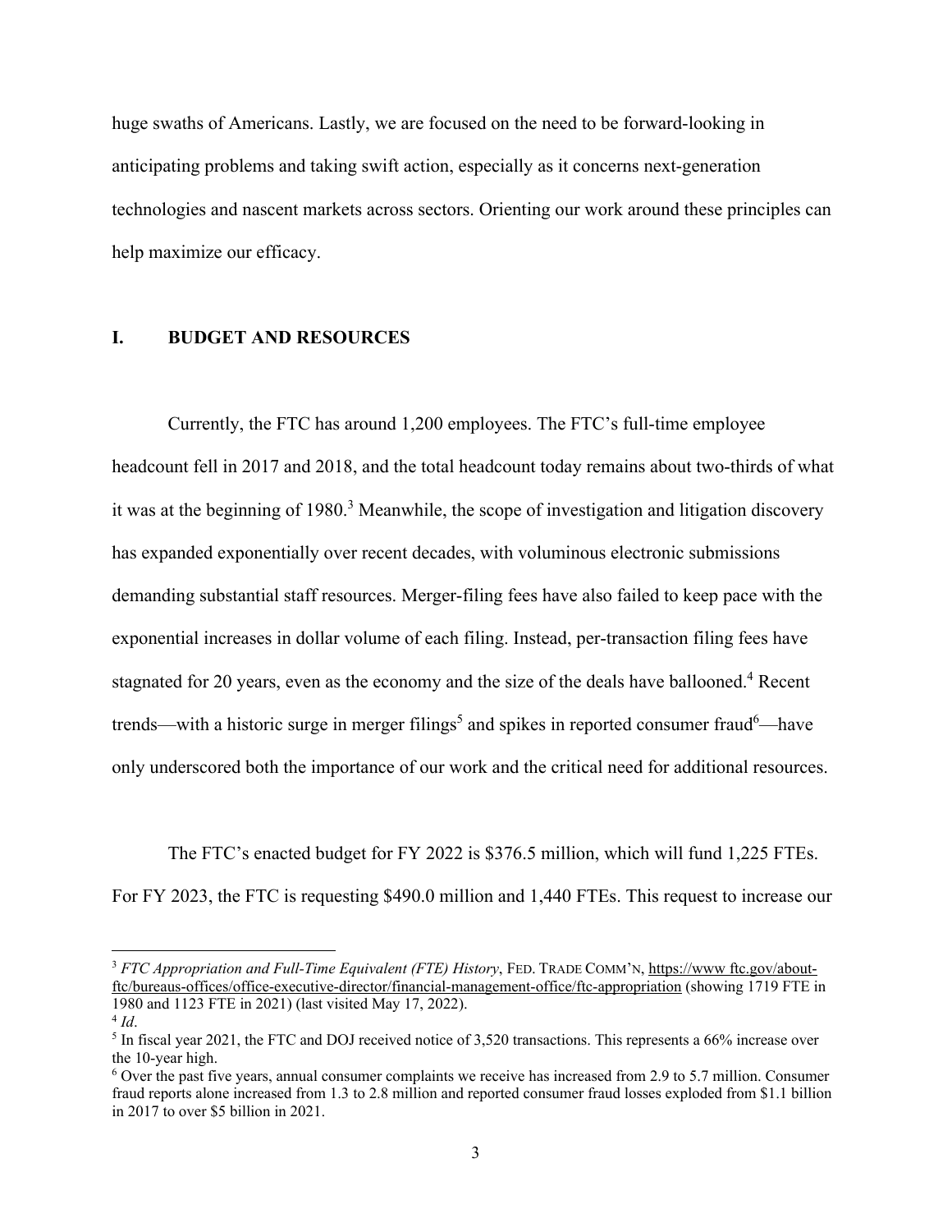huge swaths of Americans. Lastly, we are focused on the need to be forward-looking in anticipating problems and taking swift action, especially as it concerns next-generation technologies and nascent markets across sectors. Orienting our work around these principles can help maximize our efficacy.

## I. BUDGET AND RESOURCES

Currently, the FTC has around 1,200 employees. The FTC's full-time employee headcount fell in 2017 and 2018, and the total headcount today remains about two-thirds of what it was at the beginning of 1980.[3] Meanwhile, the scope of investigation and litigation discovery has expanded exponentially over recent decades, with voluminous electronic submissions demanding substantial staff resources. Merger-filing fees have also failed to keep pace with the exponential increases in dollar volume of each filing. Instead, per-transaction filing fees have stagnated for 20 years, even as the economy and the size of the deals have ballooned.[4] Recent trends—with a historic surge in merger filings[5] and spikes in reported consumer fraud[6]—have only underscored both the importance of our work and the critical need for additional resources.

The FTC's enacted budget for FY 2022 is $376.5 million, which will fund 1,225 FTEs. For FY 2023, the FTC is requesting $490.0 million and 1,440 FTEs. This request to increase our

---

[3] *FTC Appropriation and Full-Time Equivalent (FTE) History*, FED. TRADE COMM'N, https://www ftc.gov/about-ftc/bureaus-offices/office-executive-director/financial-management-office/ftc-appropriation (showing 1719 FTE in 1980 and 1123 FTE in 2021) (last visited May 17, 2022).

[4] *Id*.

[5] In fiscal year 2021, the FTC and DOJ received notice of 3,520 transactions. This represents a 66% increase over the 10-year high.

[6] Over the past five years, annual consumer complaints we receive has increased from 2.9 to 5.7 million. Consumer fraud reports alone increased from 1.3 to 2.8 million and reported consumer fraud losses exploded from $1.1 billion in 2017 to over $5 billion in 2021.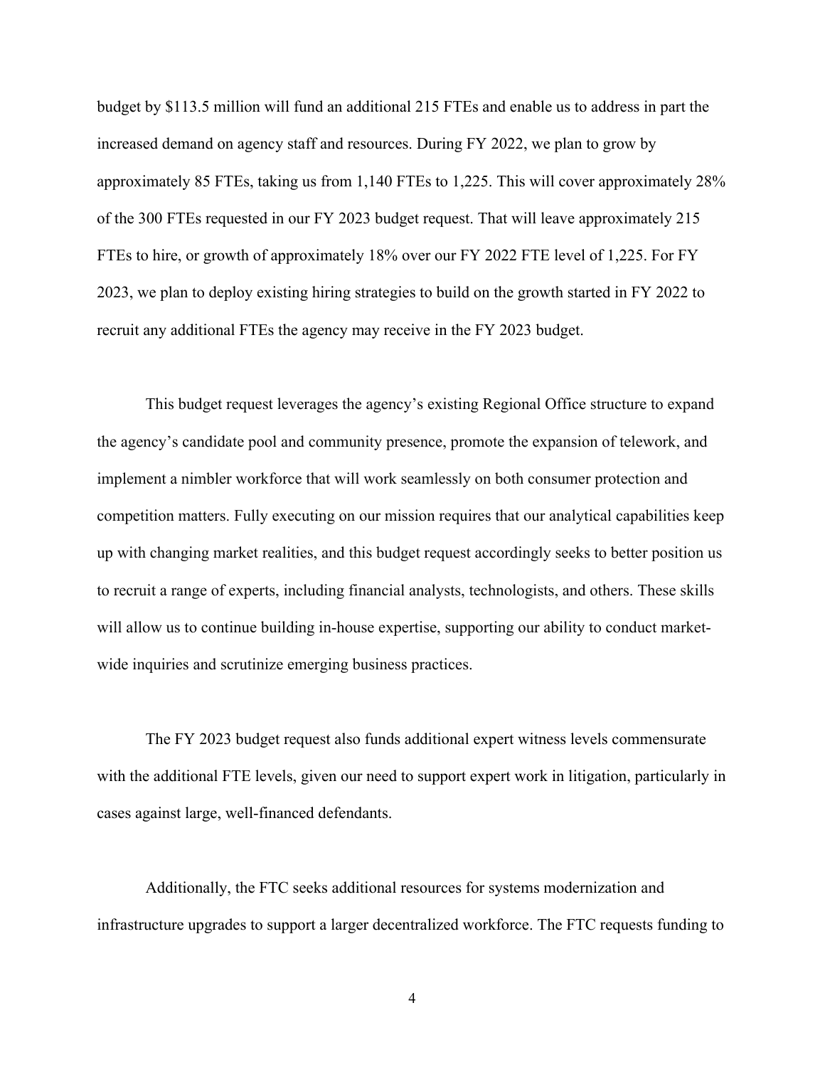budget by $113.5 million will fund an additional 215 FTEs and enable us to address in part the increased demand on agency staff and resources. During FY 2022, we plan to grow by approximately 85 FTEs, taking us from 1,140 FTEs to 1,225. This will cover approximately 28% of the 300 FTEs requested in our FY 2023 budget request. That will leave approximately 215 FTEs to hire, or growth of approximately 18% over our FY 2022 FTE level of 1,225. For FY 2023, we plan to deploy existing hiring strategies to build on the growth started in FY 2022 to recruit any additional FTEs the agency may receive in the FY 2023 budget.

This budget request leverages the agency's existing Regional Office structure to expand the agency's candidate pool and community presence, promote the expansion of telework, and implement a nimbler workforce that will work seamlessly on both consumer protection and competition matters. Fully executing on our mission requires that our analytical capabilities keep up with changing market realities, and this budget request accordingly seeks to better position us to recruit a range of experts, including financial analysts, technologists, and others. These skills will allow us to continue building in-house expertise, supporting our ability to conduct market-wide inquiries and scrutinize emerging business practices.

The FY 2023 budget request also funds additional expert witness levels commensurate with the additional FTE levels, given our need to support expert work in litigation, particularly in cases against large, well-financed defendants.

Additionally, the FTC seeks additional resources for systems modernization and infrastructure upgrades to support a larger decentralized workforce. The FTC requests funding to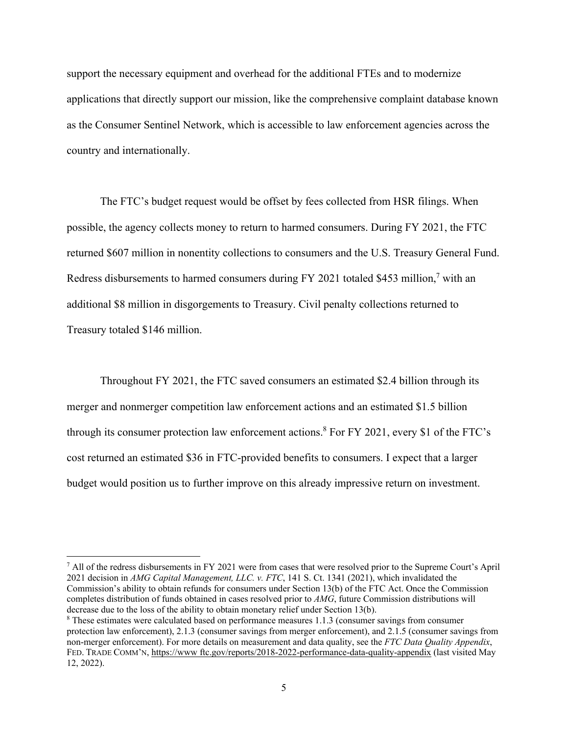support the necessary equipment and overhead for the additional FTEs and to modernize applications that directly support our mission, like the comprehensive complaint database known as the Consumer Sentinel Network, which is accessible to law enforcement agencies across the country and internationally.

The FTC's budget request would be offset by fees collected from HSR filings. When possible, the agency collects money to return to harmed consumers. During FY 2021, the FTC returned $607 million in nonentity collections to consumers and the U.S. Treasury General Fund. Redress disbursements to harmed consumers during FY 2021 totaled $453 million,[7] with an additional $8 million in disgorgements to Treasury. Civil penalty collections returned to Treasury totaled $146 million.

Throughout FY 2021, the FTC saved consumers an estimated $2.4 billion through its merger and nonmerger competition law enforcement actions and an estimated $1.5 billion through its consumer protection law enforcement actions.[8] For FY 2021, every $1 of the FTC's cost returned an estimated $36 in FTC-provided benefits to consumers. I expect that a larger budget would position us to further improve on this already impressive return on investment.

---

[7] All of the redress disbursements in FY 2021 were from cases that were resolved prior to the Supreme Court's April 2021 decision in *AMG Capital Management, LLC. v. FTC*, 141 S. Ct. 1341 (2021), which invalidated the Commission's ability to obtain refunds for consumers under Section 13(b) of the FTC Act. Once the Commission completes distribution of funds obtained in cases resolved prior to *AMG*, future Commission distributions will decrease due to the loss of the ability to obtain monetary relief under Section 13(b).

[8] These estimates were calculated based on performance measures 1.1.3 (consumer savings from consumer protection law enforcement), 2.1.3 (consumer savings from merger enforcement), and 2.1.5 (consumer savings from non-merger enforcement). For more details on measurement and data quality, see the *FTC Data Quality Appendix*, FED. TRADE COMM'N, https://www ftc.gov/reports/2018-2022-performance-data-quality-appendix (last visited May 12, 2022).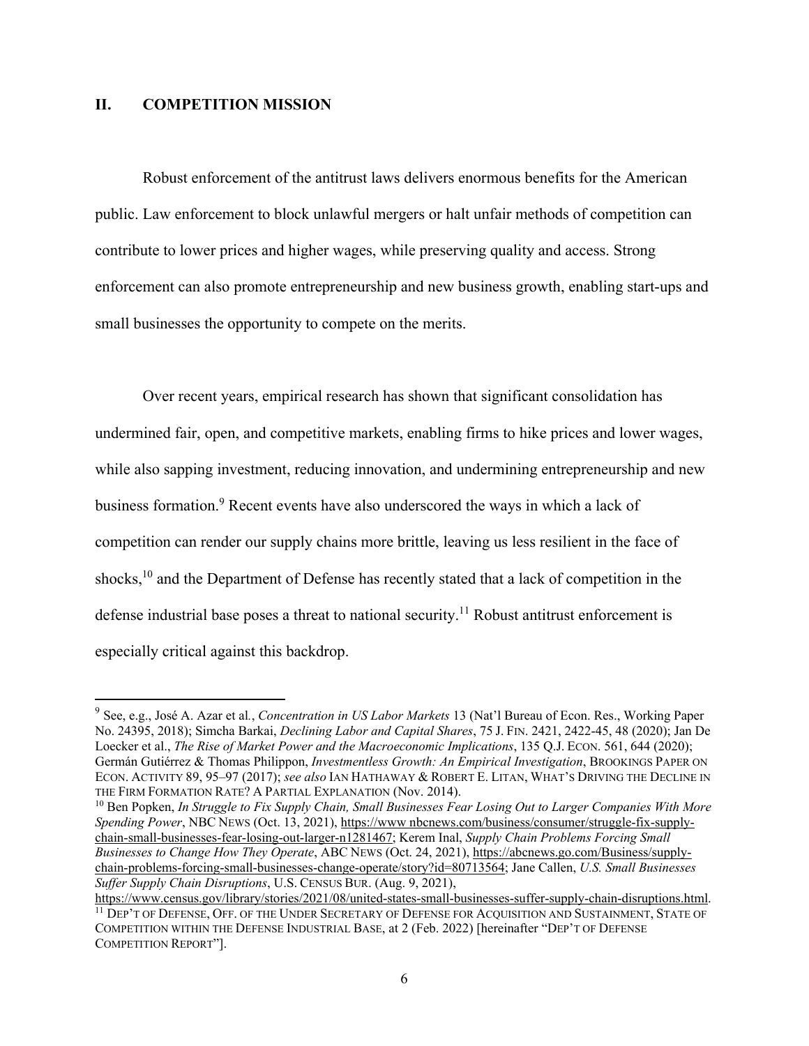## II. COMPETITION MISSION

Robust enforcement of the antitrust laws delivers enormous benefits for the American public. Law enforcement to block unlawful mergers or halt unfair methods of competition can contribute to lower prices and higher wages, while preserving quality and access. Strong enforcement can also promote entrepreneurship and new business growth, enabling start-ups and small businesses the opportunity to compete on the merits.

Over recent years, empirical research has shown that significant consolidation has undermined fair, open, and competitive markets, enabling firms to hike prices and lower wages, while also sapping investment, reducing innovation, and undermining entrepreneurship and new business formation.[9] Recent events have also underscored the ways in which a lack of competition can render our supply chains more brittle, leaving us less resilient in the face of shocks,[10] and the Department of Defense has recently stated that a lack of competition in the defense industrial base poses a threat to national security.[11] Robust antitrust enforcement is especially critical against this backdrop.

---

[9] See, e.g., José A. Azar et al., *Concentration in US Labor Markets* 13 (Nat'l Bureau of Econ. Res., Working Paper No. 24395, 2018); Simcha Barkai, *Declining Labor and Capital Shares*, 75 J. FIN. 2421, 2422-45, 48 (2020); Jan De Loecker et al., *The Rise of Market Power and the Macroeconomic Implications*, 135 Q.J. ECON. 561, 644 (2020); Germán Gutiérrez & Thomas Philippon, *Investmentless Growth: An Empirical Investigation*, BROOKINGS PAPER ON ECON. ACTIVITY 89, 95–97 (2017); *see also* IAN HATHAWAY & ROBERT E. LITAN, WHAT'S DRIVING THE DECLINE IN THE FIRM FORMATION RATE? A PARTIAL EXPLANATION (Nov. 2014).

[10] Ben Popken, *In Struggle to Fix Supply Chain, Small Businesses Fear Losing Out to Larger Companies With More Spending Power*, NBC NEWS (Oct. 13, 2021), https://www nbcnews.com/business/consumer/struggle-fix-supply-chain-small-businesses-fear-losing-out-larger-n1281467; Kerem Inal, *Supply Chain Problems Forcing Small Businesses to Change How They Operate*, ABC NEWS (Oct. 24, 2021), https://abcnews.go.com/Business/supply-chain-problems-forcing-small-businesses-change-operate/story?id=80713564; Jane Callen, *U.S. Small Businesses Suffer Supply Chain Disruptions*, U.S. CENSUS BUR. (Aug. 9, 2021), https://www.census.gov/library/stories/2021/08/united-states-small-businesses-suffer-supply-chain-disruptions.html.

[11] DEP'T OF DEFENSE, OFF. OF THE UNDER SECRETARY OF DEFENSE FOR ACQUISITION AND SUSTAINMENT, STATE OF COMPETITION WITHIN THE DEFENSE INDUSTRIAL BASE, at 2 (Feb. 2022) [hereinafter "DEP'T OF DEFENSE COMPETITION REPORT"].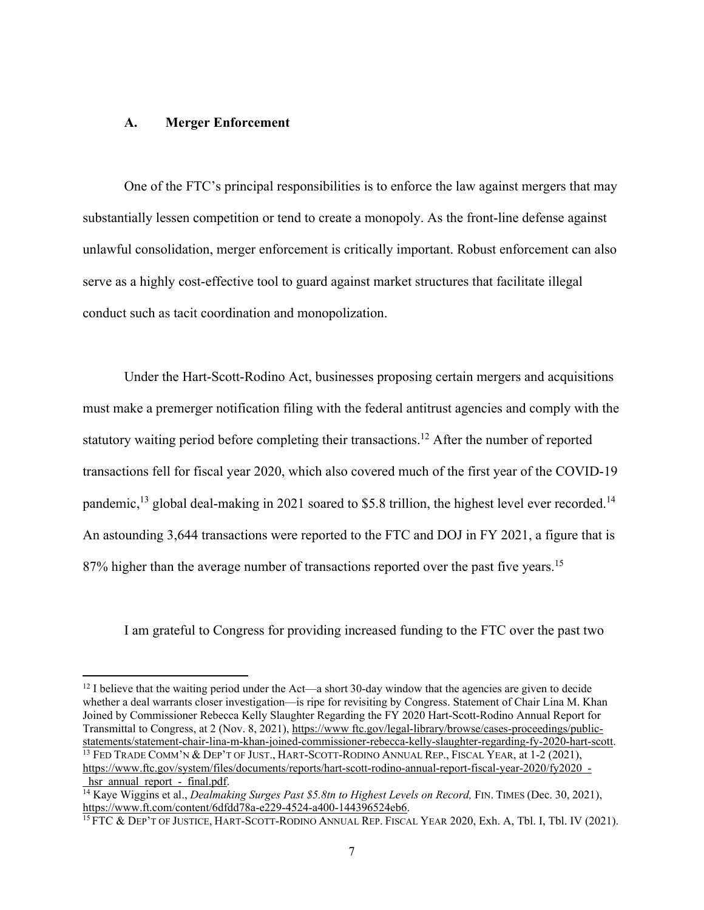### A. Merger Enforcement

One of the FTC's principal responsibilities is to enforce the law against mergers that may substantially lessen competition or tend to create a monopoly. As the front-line defense against unlawful consolidation, merger enforcement is critically important. Robust enforcement can also serve as a highly cost-effective tool to guard against market structures that facilitate illegal conduct such as tacit coordination and monopolization.

Under the Hart-Scott-Rodino Act, businesses proposing certain mergers and acquisitions must make a premerger notification filing with the federal antitrust agencies and comply with the statutory waiting period before completing their transactions.[12] After the number of reported transactions fell for fiscal year 2020, which also covered much of the first year of the COVID-19 pandemic,[13] global deal-making in 2021 soared to $5.8 trillion, the highest level ever recorded.[14] An astounding 3,644 transactions were reported to the FTC and DOJ in FY 2021, a figure that is 87% higher than the average number of transactions reported over the past five years.[15]

I am grateful to Congress for providing increased funding to the FTC over the past two

---

[12] I believe that the waiting period under the Act—a short 30-day window that the agencies are given to decide whether a deal warrants closer investigation—is ripe for revisiting by Congress. Statement of Chair Lina M. Khan Joined by Commissioner Rebecca Kelly Slaughter Regarding the FY 2020 Hart-Scott-Rodino Annual Report for Transmittal to Congress, at 2 (Nov. 8, 2021), https://www ftc.gov/legal-library/browse/cases-proceedings/public-statements/statement-chair-lina-m-khan-joined-commissioner-rebecca-kelly-slaughter-regarding-fy-2020-hart-scott.

[13] FED TRADE COMM'N & DEP'T OF JUST., HART-SCOTT-RODINO ANNUAL REP., FISCAL YEAR, at 1-2 (2021), https://www.ftc.gov/system/files/documents/reports/hart-scott-rodino-annual-report-fiscal-year-2020/fy2020_-_hsr_annual_report_-_final.pdf.

[14] Kaye Wiggins et al., *Dealmaking Surges Past $5.8tn to Highest Levels on Record,* FIN. TIMES (Dec. 30, 2021), https://www.ft.com/content/6dfdd78a-e229-4524-a400-144396524eb6.

[15] FTC & DEP'T OF JUSTICE, HART-SCOTT-RODINO ANNUAL REP. FISCAL YEAR 2020, Exh. A, Tbl. I, Tbl. IV (2021).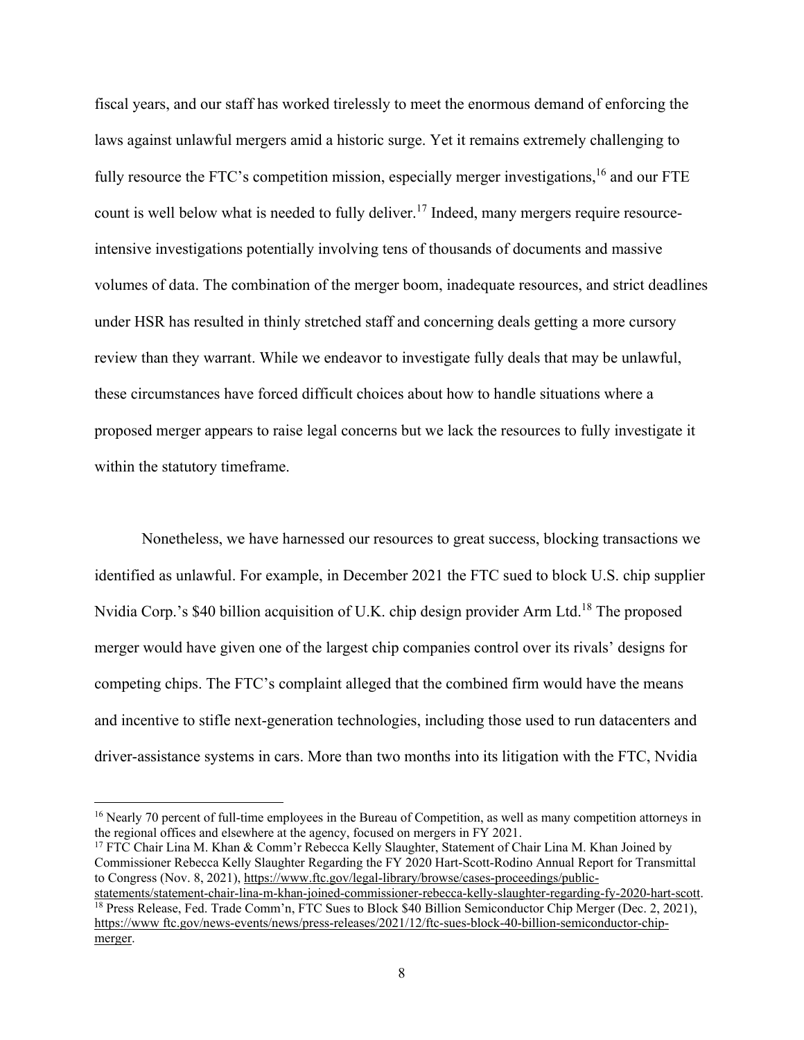fiscal years, and our staff has worked tirelessly to meet the enormous demand of enforcing the laws against unlawful mergers amid a historic surge. Yet it remains extremely challenging to fully resource the FTC's competition mission, especially merger investigations,[16] and our FTE count is well below what is needed to fully deliver.[17] Indeed, many mergers require resource-intensive investigations potentially involving tens of thousands of documents and massive volumes of data. The combination of the merger boom, inadequate resources, and strict deadlines under HSR has resulted in thinly stretched staff and concerning deals getting a more cursory review than they warrant. While we endeavor to investigate fully deals that may be unlawful, these circumstances have forced difficult choices about how to handle situations where a proposed merger appears to raise legal concerns but we lack the resources to fully investigate it within the statutory timeframe.

Nonetheless, we have harnessed our resources to great success, blocking transactions we identified as unlawful. For example, in December 2021 the FTC sued to block U.S. chip supplier Nvidia Corp.'s $40 billion acquisition of U.K. chip design provider Arm Ltd.[18] The proposed merger would have given one of the largest chip companies control over its rivals' designs for competing chips. The FTC's complaint alleged that the combined firm would have the means and incentive to stifle next-generation technologies, including those used to run datacenters and driver-assistance systems in cars. More than two months into its litigation with the FTC, Nvidia

---

[16] Nearly 70 percent of full-time employees in the Bureau of Competition, as well as many competition attorneys in the regional offices and elsewhere at the agency, focused on mergers in FY 2021.

[17] FTC Chair Lina M. Khan & Comm'r Rebecca Kelly Slaughter, Statement of Chair Lina M. Khan Joined by Commissioner Rebecca Kelly Slaughter Regarding the FY 2020 Hart-Scott-Rodino Annual Report for Transmittal to Congress (Nov. 8, 2021), https://www.ftc.gov/legal-library/browse/cases-proceedings/public-statements/statement-chair-lina-m-khan-joined-commissioner-rebecca-kelly-slaughter-regarding-fy-2020-hart-scott.

[18] Press Release, Fed. Trade Comm'n, FTC Sues to Block $40 Billion Semiconductor Chip Merger (Dec. 2, 2021), https://www ftc.gov/news-events/news/press-releases/2021/12/ftc-sues-block-40-billion-semiconductor-chip-merger.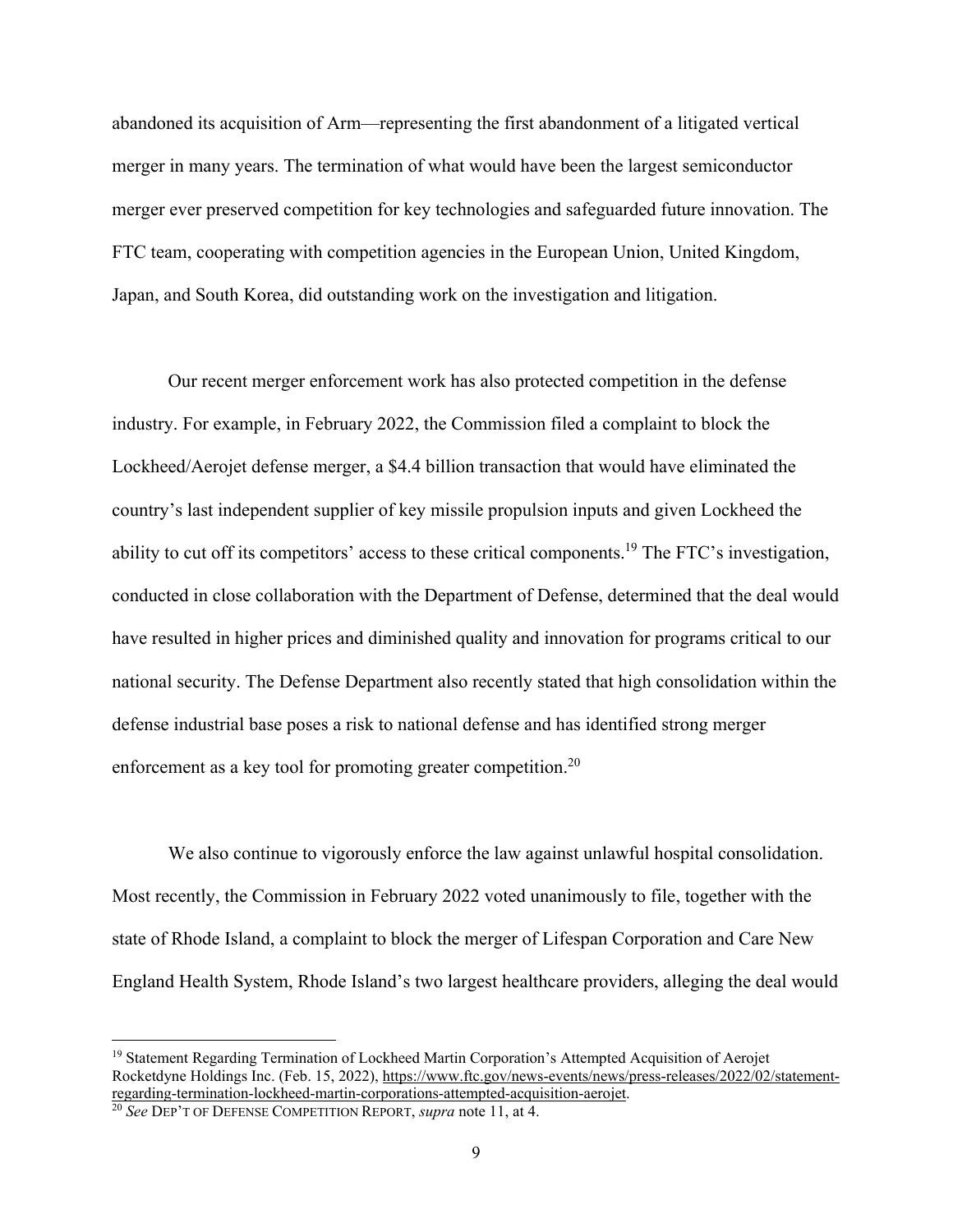abandoned its acquisition of Arm—representing the first abandonment of a litigated vertical merger in many years. The termination of what would have been the largest semiconductor merger ever preserved competition for key technologies and safeguarded future innovation. The FTC team, cooperating with competition agencies in the European Union, United Kingdom, Japan, and South Korea, did outstanding work on the investigation and litigation.

Our recent merger enforcement work has also protected competition in the defense industry. For example, in February 2022, the Commission filed a complaint to block the Lockheed/Aerojet defense merger, a $4.4 billion transaction that would have eliminated the country's last independent supplier of key missile propulsion inputs and given Lockheed the ability to cut off its competitors' access to these critical components.[19] The FTC's investigation, conducted in close collaboration with the Department of Defense, determined that the deal would have resulted in higher prices and diminished quality and innovation for programs critical to our national security. The Defense Department also recently stated that high consolidation within the defense industrial base poses a risk to national defense and has identified strong merger enforcement as a key tool for promoting greater competition.[20]

We also continue to vigorously enforce the law against unlawful hospital consolidation. Most recently, the Commission in February 2022 voted unanimously to file, together with the state of Rhode Island, a complaint to block the merger of Lifespan Corporation and Care New England Health System, Rhode Island's two largest healthcare providers, alleging the deal would

---

[19] Statement Regarding Termination of Lockheed Martin Corporation's Attempted Acquisition of Aerojet Rocketdyne Holdings Inc. (Feb. 15, 2022), https://www.ftc.gov/news-events/news/press-releases/2022/02/statement-regarding-termination-lockheed-martin-corporations-attempted-acquisition-aerojet.

[20] *See* DEP'T OF DEFENSE COMPETITION REPORT, *supra* note 11, at 4.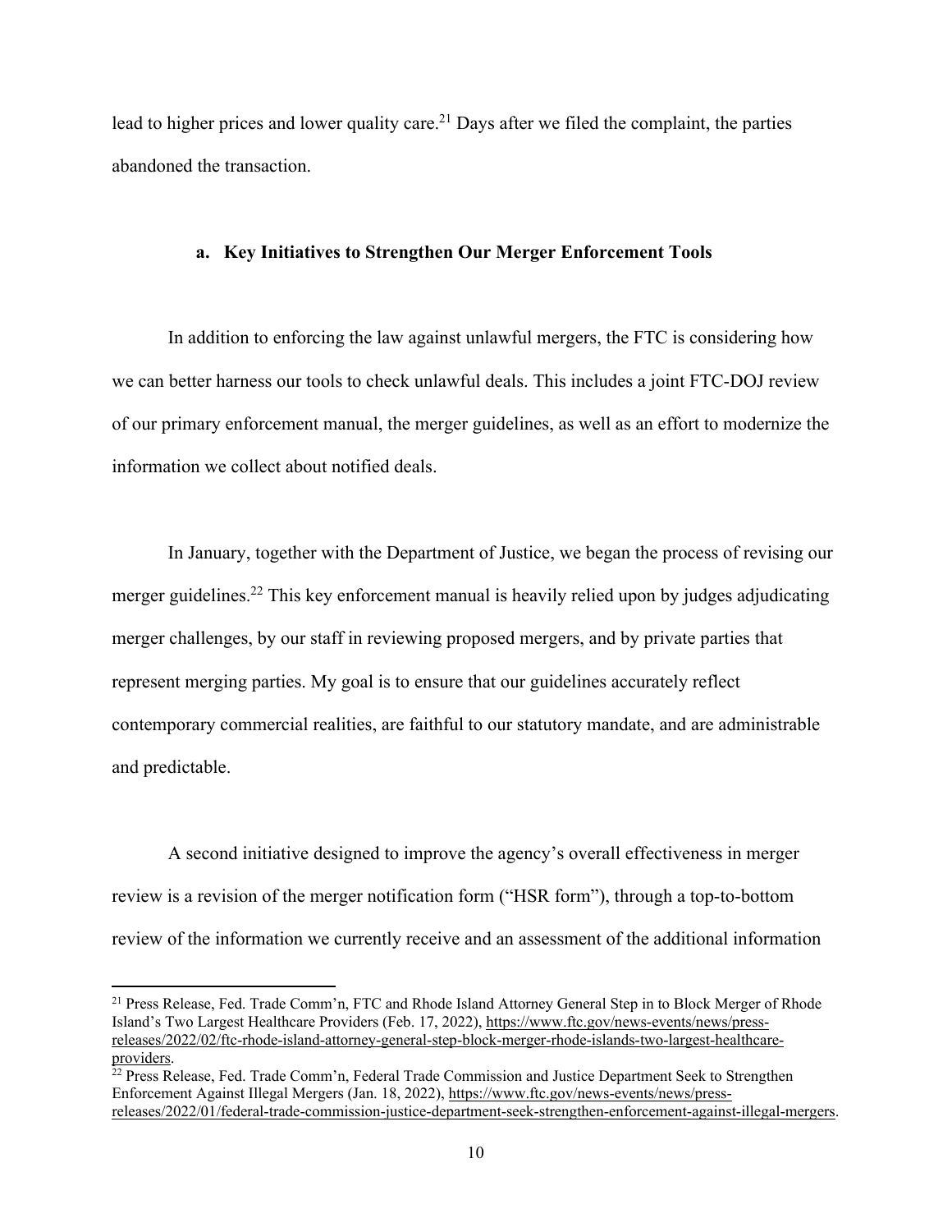lead to higher prices and lower quality care.[21] Days after we filed the complaint, the parties abandoned the transaction.

### a. Key Initiatives to Strengthen Our Merger Enforcement Tools

In addition to enforcing the law against unlawful mergers, the FTC is considering how we can better harness our tools to check unlawful deals. This includes a joint FTC-DOJ review of our primary enforcement manual, the merger guidelines, as well as an effort to modernize the information we collect about notified deals.

In January, together with the Department of Justice, we began the process of revising our merger guidelines.[22] This key enforcement manual is heavily relied upon by judges adjudicating merger challenges, by our staff in reviewing proposed mergers, and by private parties that represent merging parties. My goal is to ensure that our guidelines accurately reflect contemporary commercial realities, are faithful to our statutory mandate, and are administrable and predictable.

A second initiative designed to improve the agency's overall effectiveness in merger review is a revision of the merger notification form ("HSR form"), through a top-to-bottom review of the information we currently receive and an assessment of the additional information

---

[21] Press Release, Fed. Trade Comm'n, FTC and Rhode Island Attorney General Step in to Block Merger of Rhode Island's Two Largest Healthcare Providers (Feb. 17, 2022), https://www.ftc.gov/news-events/news/press-releases/2022/02/ftc-rhode-island-attorney-general-step-block-merger-rhode-islands-two-largest-healthcare-providers.

[22] Press Release, Fed. Trade Comm'n, Federal Trade Commission and Justice Department Seek to Strengthen Enforcement Against Illegal Mergers (Jan. 18, 2022), https://www.ftc.gov/news-events/news/press-releases/2022/01/federal-trade-commission-justice-department-seek-strengthen-enforcement-against-illegal-mergers.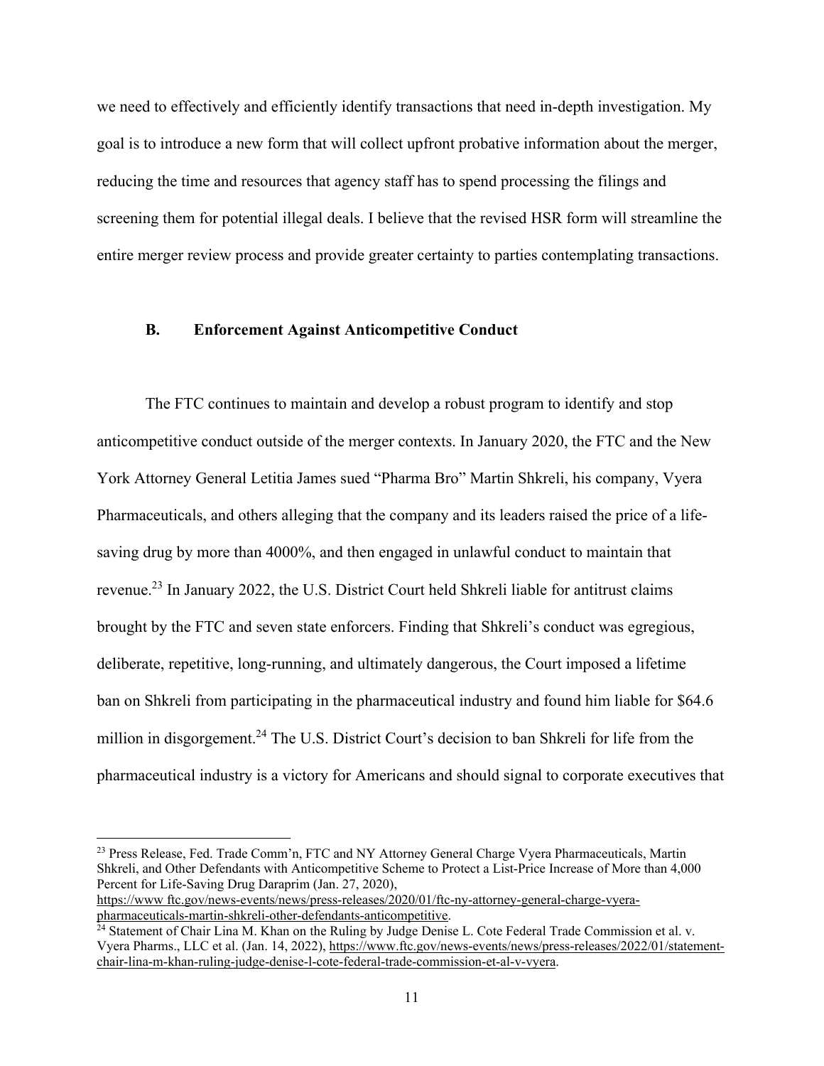we need to effectively and efficiently identify transactions that need in-depth investigation. My goal is to introduce a new form that will collect upfront probative information about the merger, reducing the time and resources that agency staff has to spend processing the filings and screening them for potential illegal deals. I believe that the revised HSR form will streamline the entire merger review process and provide greater certainty to parties contemplating transactions.

### B. Enforcement Against Anticompetitive Conduct

The FTC continues to maintain and develop a robust program to identify and stop anticompetitive conduct outside of the merger contexts. In January 2020, the FTC and the New York Attorney General Letitia James sued "Pharma Bro" Martin Shkreli, his company, Vyera Pharmaceuticals, and others alleging that the company and its leaders raised the price of a life-saving drug by more than 4000%, and then engaged in unlawful conduct to maintain that revenue.[23] In January 2022, the U.S. District Court held Shkreli liable for antitrust claims brought by the FTC and seven state enforcers. Finding that Shkreli's conduct was egregious, deliberate, repetitive, long-running, and ultimately dangerous, the Court imposed a lifetime ban on Shkreli from participating in the pharmaceutical industry and found him liable for $64.6 million in disgorgement.[24] The U.S. District Court's decision to ban Shkreli for life from the pharmaceutical industry is a victory for Americans and should signal to corporate executives that

---

[23] Press Release, Fed. Trade Comm'n, FTC and NY Attorney General Charge Vyera Pharmaceuticals, Martin Shkreli, and Other Defendants with Anticompetitive Scheme to Protect a List-Price Increase of More than 4,000 Percent for Life-Saving Drug Daraprim (Jan. 27, 2020), https://www ftc.gov/news-events/news/press-releases/2020/01/ftc-ny-attorney-general-charge-vyera-pharmaceuticals-martin-shkreli-other-defendants-anticompetitive.

[24] Statement of Chair Lina M. Khan on the Ruling by Judge Denise L. Cote Federal Trade Commission et al. v. Vyera Pharms., LLC et al. (Jan. 14, 2022), https://www.ftc.gov/news-events/news/press-releases/2022/01/statement-chair-lina-m-khan-ruling-judge-denise-l-cote-federal-trade-commission-et-al-v-vyera.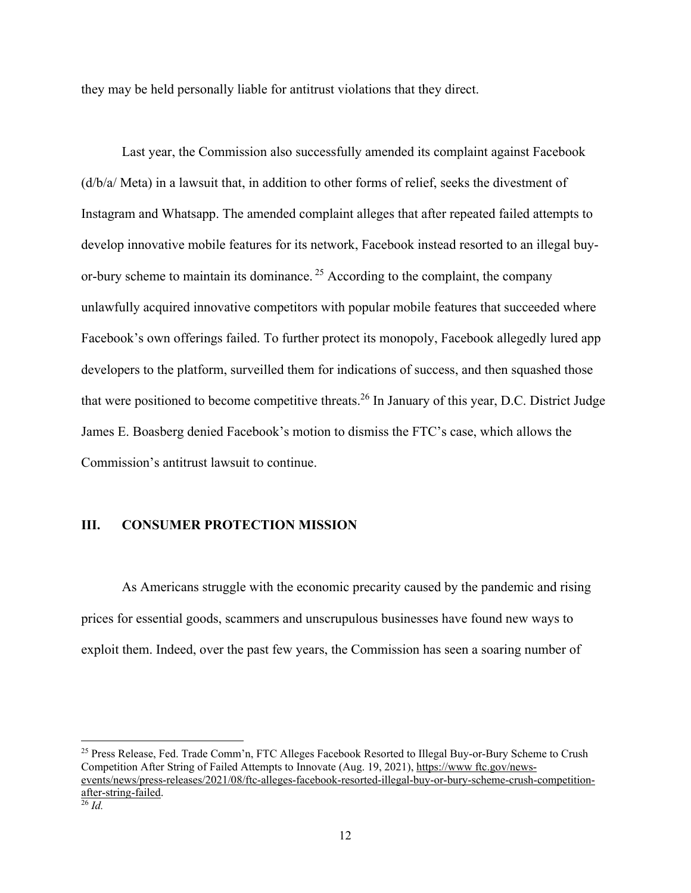they may be held personally liable for antitrust violations that they direct.

Last year, the Commission also successfully amended its complaint against Facebook (d/b/a/ Meta) in a lawsuit that, in addition to other forms of relief, seeks the divestment of Instagram and Whatsapp. The amended complaint alleges that after repeated failed attempts to develop innovative mobile features for its network, Facebook instead resorted to an illegal buy-or-bury scheme to maintain its dominance.[25] According to the complaint, the company unlawfully acquired innovative competitors with popular mobile features that succeeded where Facebook's own offerings failed. To further protect its monopoly, Facebook allegedly lured app developers to the platform, surveilled them for indications of success, and then squashed those that were positioned to become competitive threats.[26] In January of this year, D.C. District Judge James E. Boasberg denied Facebook's motion to dismiss the FTC's case, which allows the Commission's antitrust lawsuit to continue.

## III. CONSUMER PROTECTION MISSION

As Americans struggle with the economic precarity caused by the pandemic and rising prices for essential goods, scammers and unscrupulous businesses have found new ways to exploit them. Indeed, over the past few years, the Commission has seen a soaring number of

---

[25] Press Release, Fed. Trade Comm'n, FTC Alleges Facebook Resorted to Illegal Buy-or-Bury Scheme to Crush Competition After String of Failed Attempts to Innovate (Aug. 19, 2021), https://www ftc.gov/news-events/news/press-releases/2021/08/ftc-alleges-facebook-resorted-illegal-buy-or-bury-scheme-crush-competition-after-string-failed.

[26] *Id.*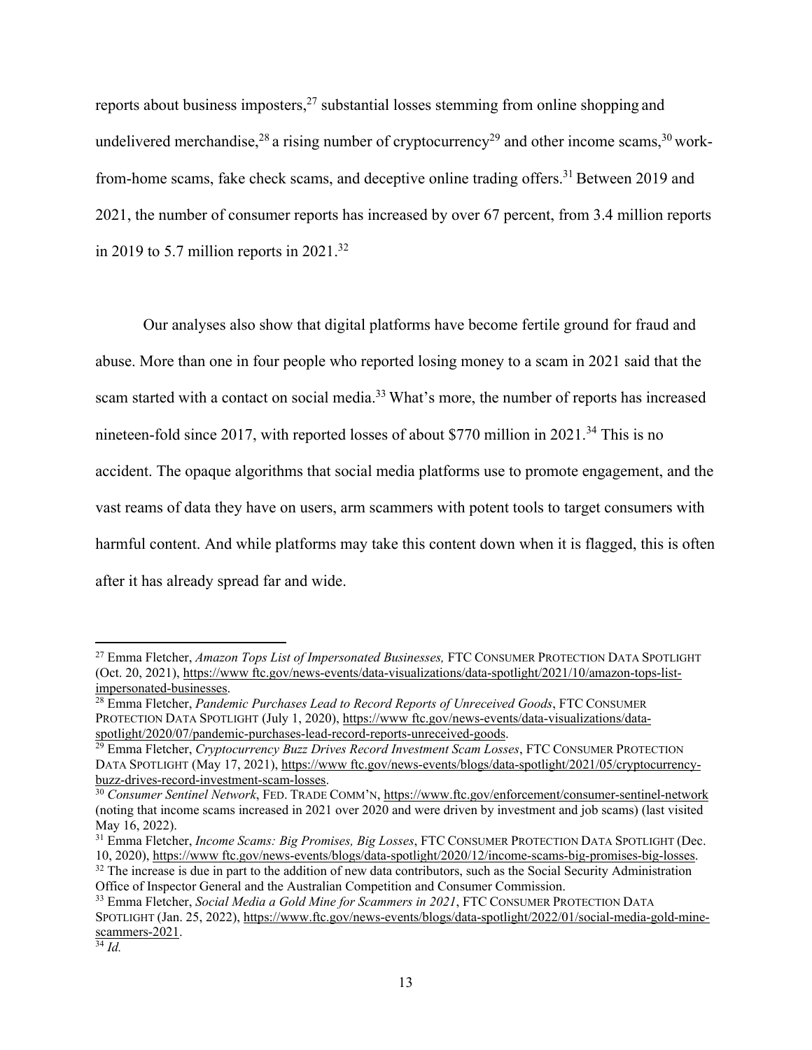reports about business imposters,[27] substantial losses stemming from online shopping and undelivered merchandise,[28] a rising number of cryptocurrency[29] and other income scams,[30] work-from-home scams, fake check scams, and deceptive online trading offers.[31] Between 2019 and 2021, the number of consumer reports has increased by over 67 percent, from 3.4 million reports in 2019 to 5.7 million reports in 2021.[32]

Our analyses also show that digital platforms have become fertile ground for fraud and abuse. More than one in four people who reported losing money to a scam in 2021 said that the scam started with a contact on social media.[33] What's more, the number of reports has increased nineteen-fold since 2017, with reported losses of about $770 million in 2021.[34] This is no accident. The opaque algorithms that social media platforms use to promote engagement, and the vast reams of data they have on users, arm scammers with potent tools to target consumers with harmful content. And while platforms may take this content down when it is flagged, this is often after it has already spread far and wide.

---

[27] Emma Fletcher, *Amazon Tops List of Impersonated Businesses,* FTC CONSUMER PROTECTION DATA SPOTLIGHT (Oct. 20, 2021), https://www ftc.gov/news-events/data-visualizations/data-spotlight/2021/10/amazon-tops-list-impersonated-businesses.

[28] Emma Fletcher, *Pandemic Purchases Lead to Record Reports of Unreceived Goods*, FTC CONSUMER PROTECTION DATA SPOTLIGHT (July 1, 2020), https://www ftc.gov/news-events/data-visualizations/data-spotlight/2020/07/pandemic-purchases-lead-record-reports-unreceived-goods.

[29] Emma Fletcher, *Cryptocurrency Buzz Drives Record Investment Scam Losses*, FTC CONSUMER PROTECTION DATA SPOTLIGHT (May 17, 2021), https://www ftc.gov/news-events/blogs/data-spotlight/2021/05/cryptocurrency-buzz-drives-record-investment-scam-losses.

[30] *Consumer Sentinel Network*, FED. TRADE COMM'N, https://www.ftc.gov/enforcement/consumer-sentinel-network (noting that income scams increased in 2021 over 2020 and were driven by investment and job scams) (last visited May 16, 2022).

[31] Emma Fletcher, *Income Scams: Big Promises, Big Losses*, FTC CONSUMER PROTECTION DATA SPOTLIGHT (Dec. 10, 2020), https://www ftc.gov/news-events/blogs/data-spotlight/2020/12/income-scams-big-promises-big-losses.

[32] The increase is due in part to the addition of new data contributors, such as the Social Security Administration Office of Inspector General and the Australian Competition and Consumer Commission.

[33] Emma Fletcher, *Social Media a Gold Mine for Scammers in 2021*, FTC CONSUMER PROTECTION DATA SPOTLIGHT (Jan. 25, 2022), https://www.ftc.gov/news-events/blogs/data-spotlight/2022/01/social-media-gold-mine-scammers-2021.

[34] *Id.*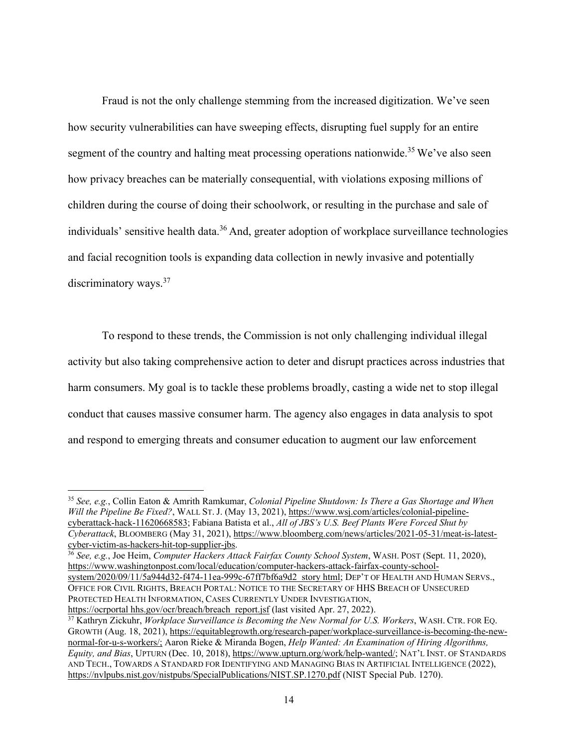Fraud is not the only challenge stemming from the increased digitization. We've seen how security vulnerabilities can have sweeping effects, disrupting fuel supply for an entire segment of the country and halting meat processing operations nationwide.[35] We've also seen how privacy breaches can be materially consequential, with violations exposing millions of children during the course of doing their schoolwork, or resulting in the purchase and sale of individuals' sensitive health data.[36] And, greater adoption of workplace surveillance technologies and facial recognition tools is expanding data collection in newly invasive and potentially discriminatory ways.[37]

To respond to these trends, the Commission is not only challenging individual illegal activity but also taking comprehensive action to deter and disrupt practices across industries that harm consumers. My goal is to tackle these problems broadly, casting a wide net to stop illegal conduct that causes massive consumer harm. The agency also engages in data analysis to spot and respond to emerging threats and consumer education to augment our law enforcement

---

[35] *See, e.g.*, Collin Eaton & Amrith Ramkumar, *Colonial Pipeline Shutdown: Is There a Gas Shortage and When Will the Pipeline Be Fixed?*, WALL ST. J. (May 13, 2021), https://www.wsj.com/articles/colonial-pipeline-cyberattack-hack-11620668583; Fabiana Batista et al., *All of JBS's U.S. Beef Plants Were Forced Shut by Cyberattack*, BLOOMBERG (May 31, 2021), https://www.bloomberg.com/news/articles/2021-05-31/meat-is-latest-cyber-victim-as-hackers-hit-top-supplier-jbs.

[36] *See, e.g.*, Joe Heim, *Computer Hackers Attack Fairfax County School System*, WASH. POST (Sept. 11, 2020), https://www.washingtonpost.com/local/education/computer-hackers-attack-fairfax-county-school-system/2020/09/11/5a944d32-f474-11ea-999c-67ff7bf6a9d2_story.html; DEP'T OF HEALTH AND HUMAN SERVS., OFFICE FOR CIVIL RIGHTS, BREACH PORTAL: NOTICE TO THE SECRETARY OF HHS BREACH OF UNSECURED PROTECTED HEALTH INFORMATION, CASES CURRENTLY UNDER INVESTIGATION, https://ocrportal.hhs.gov/ocr/breach/breach_report.jsf (last visited Apr. 27, 2022).

[37] Kathryn Zickuhr, *Workplace Surveillance is Becoming the New Normal for U.S. Workers*, WASH. CTR. FOR EQ. GROWTH (Aug. 18, 2021), https://equitablegrowth.org/research-paper/workplace-surveillance-is-becoming-the-new-normal-for-u-s-workers/; Aaron Rieke & Miranda Bogen, *Help Wanted: An Examination of Hiring Algorithms, Equity, and Bias*, UPTURN (Dec. 10, 2018), https://www.upturn.org/work/help-wanted/; NAT'L INST. OF STANDARDS AND TECH., TOWARDS A STANDARD FOR IDENTIFYING AND MANAGING BIAS IN ARTIFICIAL INTELLIGENCE (2022), https://nvlpubs.nist.gov/nistpubs/SpecialPublications/NIST.SP.1270.pdf (NIST Special Pub. 1270).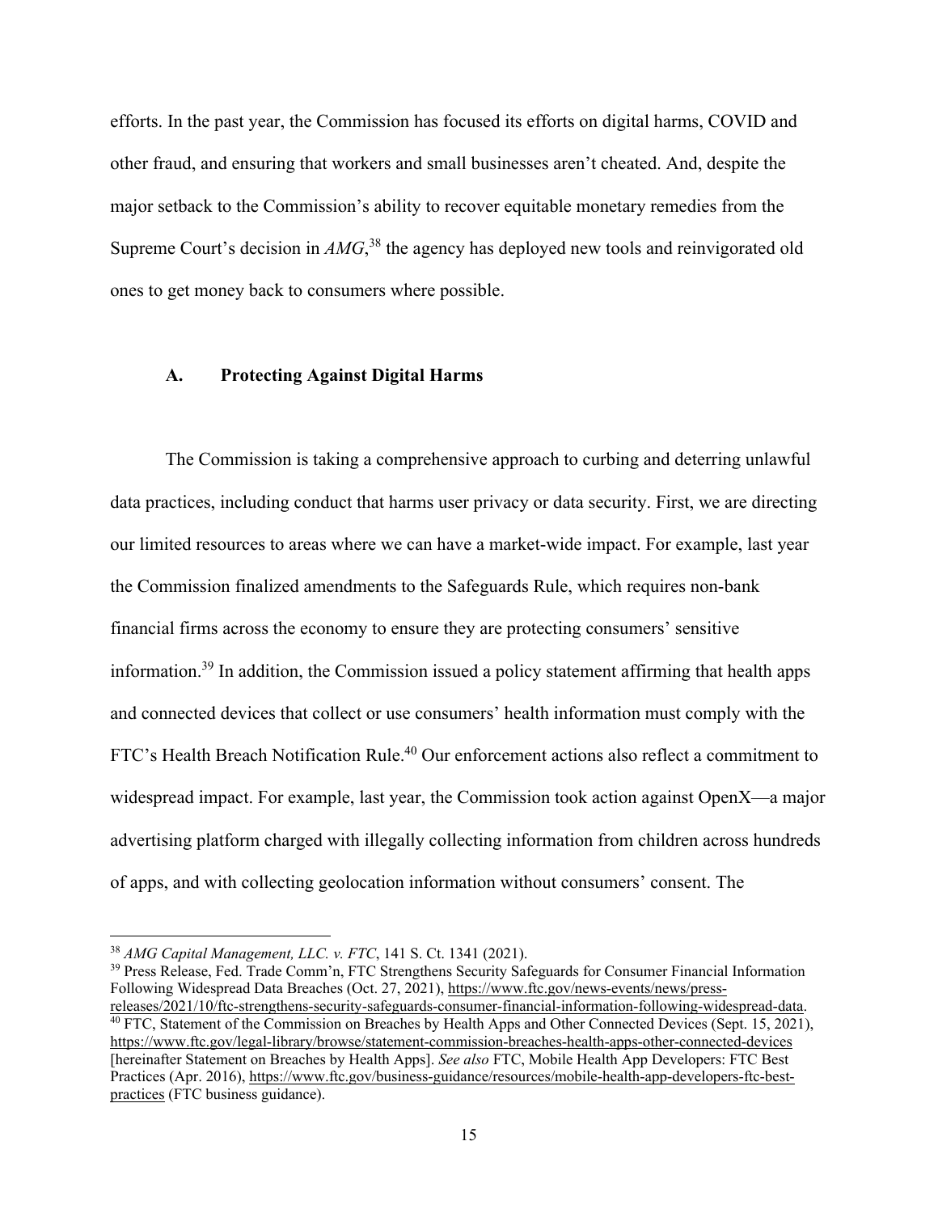efforts. In the past year, the Commission has focused its efforts on digital harms, COVID and other fraud, and ensuring that workers and small businesses aren't cheated. And, despite the major setback to the Commission's ability to recover equitable monetary remedies from the Supreme Court's decision in *AMG*,[38] the agency has deployed new tools and reinvigorated old ones to get money back to consumers where possible.

### A. Protecting Against Digital Harms

The Commission is taking a comprehensive approach to curbing and deterring unlawful data practices, including conduct that harms user privacy or data security. First, we are directing our limited resources to areas where we can have a market-wide impact. For example, last year the Commission finalized amendments to the Safeguards Rule, which requires non-bank financial firms across the economy to ensure they are protecting consumers' sensitive information.[39] In addition, the Commission issued a policy statement affirming that health apps and connected devices that collect or use consumers' health information must comply with the FTC's Health Breach Notification Rule.[40] Our enforcement actions also reflect a commitment to widespread impact. For example, last year, the Commission took action against OpenX—a major advertising platform charged with illegally collecting information from children across hundreds of apps, and with collecting geolocation information without consumers' consent. The

---

[38] *AMG Capital Management, LLC. v. FTC*, 141 S. Ct. 1341 (2021).

[39] Press Release, Fed. Trade Comm'n, FTC Strengthens Security Safeguards for Consumer Financial Information Following Widespread Data Breaches (Oct. 27, 2021), https://www.ftc.gov/news-events/news/press-releases/2021/10/ftc-strengthens-security-safeguards-consumer-financial-information-following-widespread-data.

[40] FTC, Statement of the Commission on Breaches by Health Apps and Other Connected Devices (Sept. 15, 2021), https://www.ftc.gov/legal-library/browse/statement-commission-breaches-health-apps-other-connected-devices [hereinafter Statement on Breaches by Health Apps]. *See also* FTC, Mobile Health App Developers: FTC Best Practices (Apr. 2016), https://www.ftc.gov/business-guidance/resources/mobile-health-app-developers-ftc-best-practices (FTC business guidance).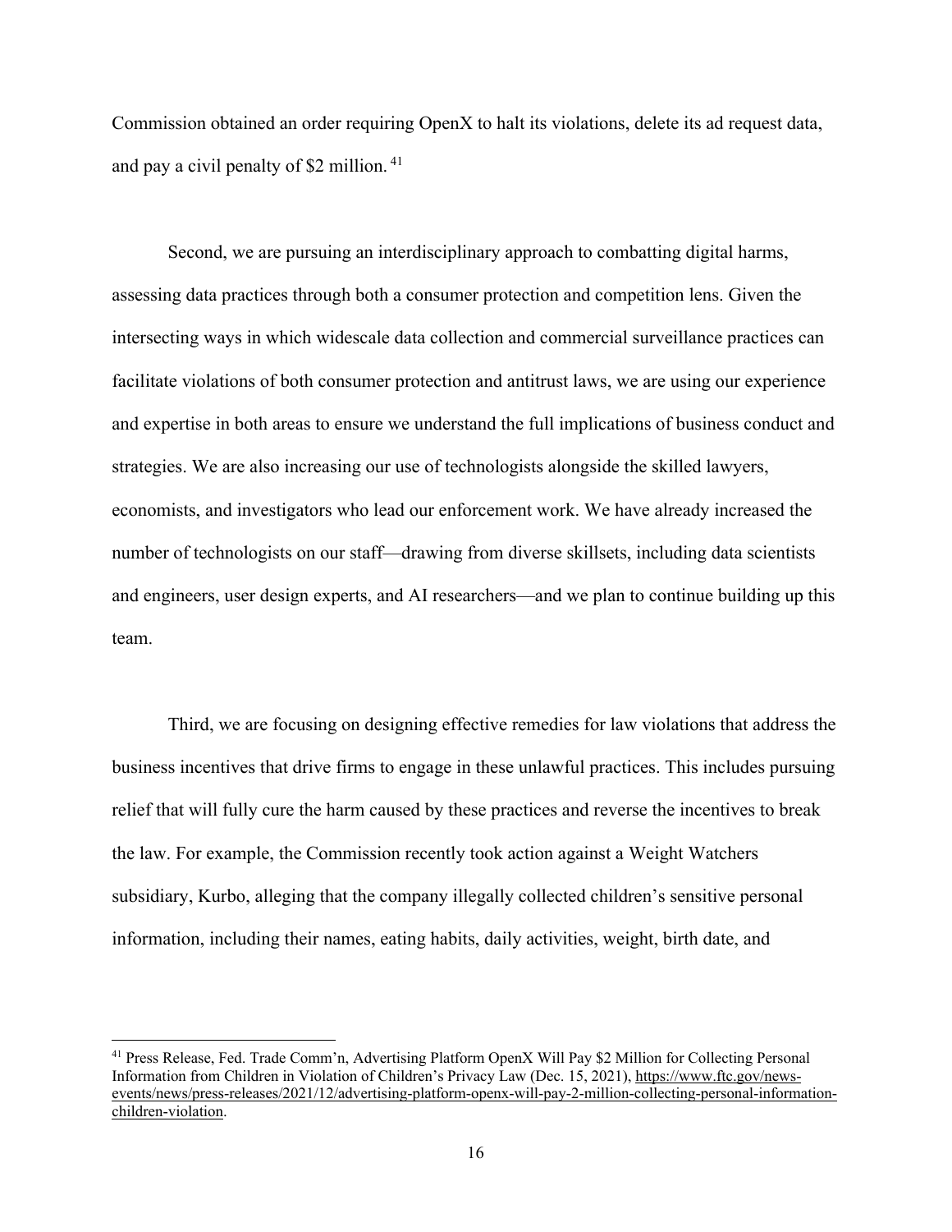Commission obtained an order requiring OpenX to halt its violations, delete its ad request data, and pay a civil penalty of $2 million.[41]

Second, we are pursuing an interdisciplinary approach to combatting digital harms, assessing data practices through both a consumer protection and competition lens. Given the intersecting ways in which widescale data collection and commercial surveillance practices can facilitate violations of both consumer protection and antitrust laws, we are using our experience and expertise in both areas to ensure we understand the full implications of business conduct and strategies. We are also increasing our use of technologists alongside the skilled lawyers, economists, and investigators who lead our enforcement work. We have already increased the number of technologists on our staff—drawing from diverse skillsets, including data scientists and engineers, user design experts, and AI researchers—and we plan to continue building up this team.

Third, we are focusing on designing effective remedies for law violations that address the business incentives that drive firms to engage in these unlawful practices. This includes pursuing relief that will fully cure the harm caused by these practices and reverse the incentives to break the law. For example, the Commission recently took action against a Weight Watchers subsidiary, Kurbo, alleging that the company illegally collected children's sensitive personal information, including their names, eating habits, daily activities, weight, birth date, and

---

[41] Press Release, Fed. Trade Comm'n, Advertising Platform OpenX Will Pay $2 Million for Collecting Personal Information from Children in Violation of Children's Privacy Law (Dec. 15, 2021), https://www.ftc.gov/news-events/news/press-releases/2021/12/advertising-platform-openx-will-pay-2-million-collecting-personal-information-children-violation.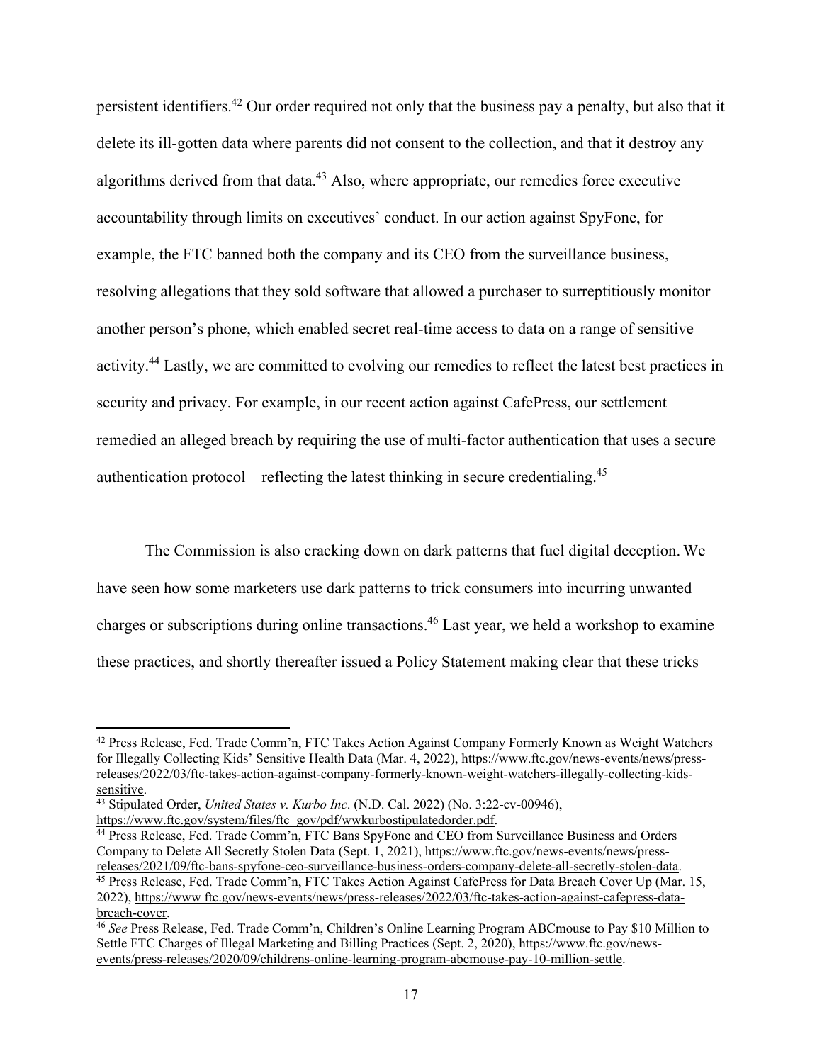persistent identifiers.[42] Our order required not only that the business pay a penalty, but also that it delete its ill-gotten data where parents did not consent to the collection, and that it destroy any algorithms derived from that data.[43] Also, where appropriate, our remedies force executive accountability through limits on executives' conduct. In our action against SpyFone, for example, the FTC banned both the company and its CEO from the surveillance business, resolving allegations that they sold software that allowed a purchaser to surreptitiously monitor another person's phone, which enabled secret real-time access to data on a range of sensitive activity.[44] Lastly, we are committed to evolving our remedies to reflect the latest best practices in security and privacy. For example, in our recent action against CafePress, our settlement remedied an alleged breach by requiring the use of multi-factor authentication that uses a secure authentication protocol—reflecting the latest thinking in secure credentialing.[45]

The Commission is also cracking down on dark patterns that fuel digital deception. We have seen how some marketers use dark patterns to trick consumers into incurring unwanted charges or subscriptions during online transactions.[46] Last year, we held a workshop to examine these practices, and shortly thereafter issued a Policy Statement making clear that these tricks

---

[42] Press Release, Fed. Trade Comm'n, FTC Takes Action Against Company Formerly Known as Weight Watchers for Illegally Collecting Kids' Sensitive Health Data (Mar. 4, 2022), https://www.ftc.gov/news-events/news/press-releases/2022/03/ftc-takes-action-against-company-formerly-known-weight-watchers-illegally-collecting-kids-sensitive.

[43] Stipulated Order, *United States v. Kurbo Inc*. (N.D. Cal. 2022) (No. 3:22-cv-00946), https://www.ftc.gov/system/files/ftc_gov/pdf/wwkurbostipulatedorder.pdf.

[44] Press Release, Fed. Trade Comm'n, FTC Bans SpyFone and CEO from Surveillance Business and Orders Company to Delete All Secretly Stolen Data (Sept. 1, 2021), https://www.ftc.gov/news-events/news/press-releases/2021/09/ftc-bans-spyfone-ceo-surveillance-business-orders-company-delete-all-secretly-stolen-data.

[45] Press Release, Fed. Trade Comm'n, FTC Takes Action Against CafePress for Data Breach Cover Up (Mar. 15, 2022), https://www ftc.gov/news-events/news/press-releases/2022/03/ftc-takes-action-against-cafepress-data-breach-cover.

[46] *See* Press Release, Fed. Trade Comm'n, Children's Online Learning Program ABCmouse to Pay $10 Million to Settle FTC Charges of Illegal Marketing and Billing Practices (Sept. 2, 2020), https://www.ftc.gov/news-events/press-releases/2020/09/childrens-online-learning-program-abcmouse-pay-10-million-settle.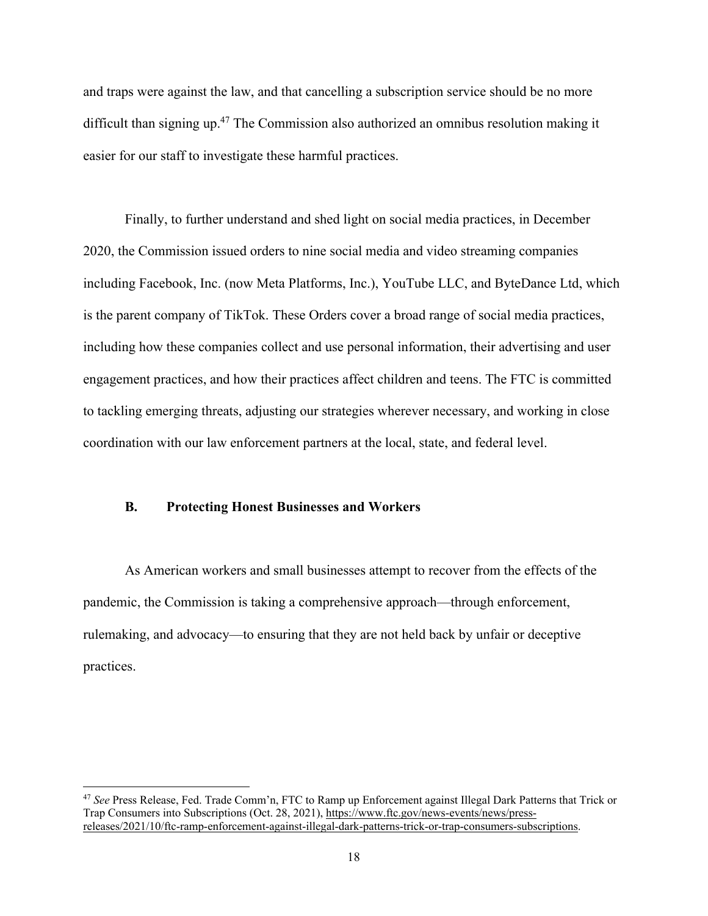and traps were against the law, and that cancelling a subscription service should be no more difficult than signing up.[47] The Commission also authorized an omnibus resolution making it easier for our staff to investigate these harmful practices.

Finally, to further understand and shed light on social media practices, in December 2020, the Commission issued orders to nine social media and video streaming companies including Facebook, Inc. (now Meta Platforms, Inc.), YouTube LLC, and ByteDance Ltd, which is the parent company of TikTok. These Orders cover a broad range of social media practices, including how these companies collect and use personal information, their advertising and user engagement practices, and how their practices affect children and teens. The FTC is committed to tackling emerging threats, adjusting our strategies wherever necessary, and working in close coordination with our law enforcement partners at the local, state, and federal level.

### B. Protecting Honest Businesses and Workers

As American workers and small businesses attempt to recover from the effects of the pandemic, the Commission is taking a comprehensive approach—through enforcement, rulemaking, and advocacy—to ensuring that they are not held back by unfair or deceptive practices.

---

[47] *See* Press Release, Fed. Trade Comm'n, FTC to Ramp up Enforcement against Illegal Dark Patterns that Trick or Trap Consumers into Subscriptions (Oct. 28, 2021), https://www.ftc.gov/news-events/news/press-releases/2021/10/ftc-ramp-enforcement-against-illegal-dark-patterns-trick-or-trap-consumers-subscriptions.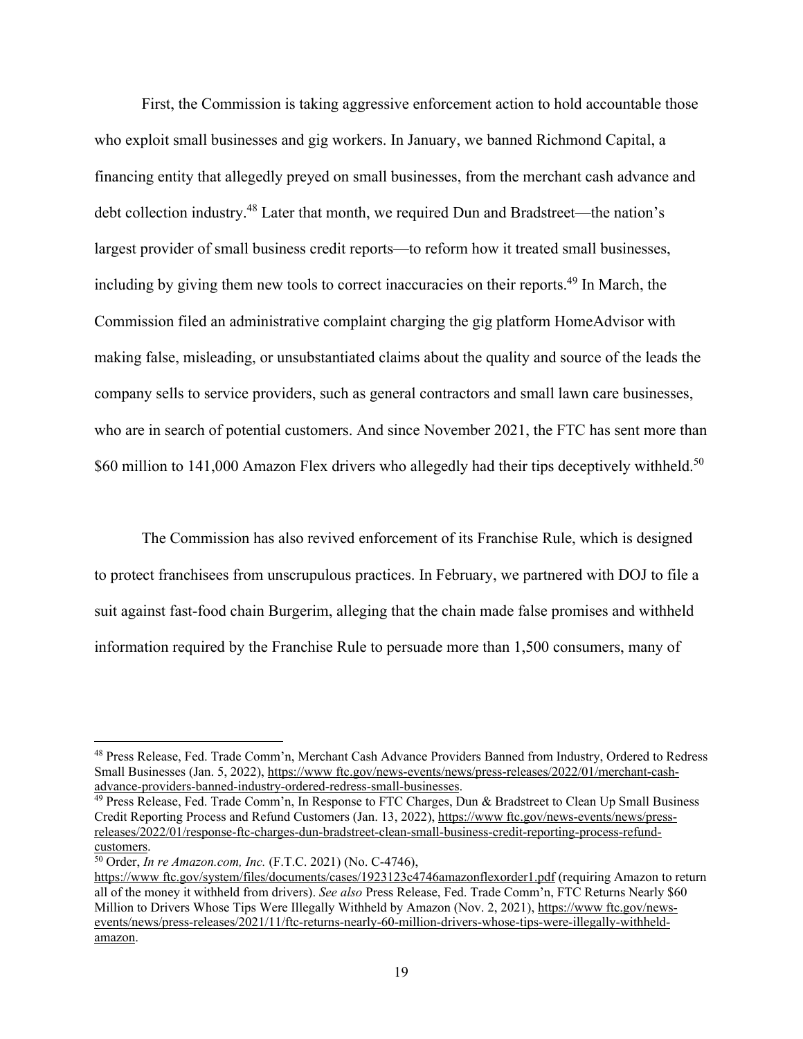First, the Commission is taking aggressive enforcement action to hold accountable those who exploit small businesses and gig workers. In January, we banned Richmond Capital, a financing entity that allegedly preyed on small businesses, from the merchant cash advance and debt collection industry.[48] Later that month, we required Dun and Bradstreet—the nation's largest provider of small business credit reports—to reform how it treated small businesses, including by giving them new tools to correct inaccuracies on their reports.[49] In March, the Commission filed an administrative complaint charging the gig platform HomeAdvisor with making false, misleading, or unsubstantiated claims about the quality and source of the leads the company sells to service providers, such as general contractors and small lawn care businesses, who are in search of potential customers. And since November 2021, the FTC has sent more than $60 million to 141,000 Amazon Flex drivers who allegedly had their tips deceptively withheld.[50]

The Commission has also revived enforcement of its Franchise Rule, which is designed to protect franchisees from unscrupulous practices. In February, we partnered with DOJ to file a suit against fast-food chain Burgerim, alleging that the chain made false promises and withheld information required by the Franchise Rule to persuade more than 1,500 consumers, many of

---

[48] Press Release, Fed. Trade Comm'n, Merchant Cash Advance Providers Banned from Industry, Ordered to Redress Small Businesses (Jan. 5, 2022), https://www ftc.gov/news-events/news/press-releases/2022/01/merchant-cash-advance-providers-banned-industry-ordered-redress-small-businesses.

[49] Press Release, Fed. Trade Comm'n, In Response to FTC Charges, Dun & Bradstreet to Clean Up Small Business Credit Reporting Process and Refund Customers (Jan. 13, 2022), https://www ftc.gov/news-events/news/press-releases/2022/01/response-ftc-charges-dun-bradstreet-clean-small-business-credit-reporting-process-refund-customers.

[50] Order, *In re Amazon.com, Inc.* (F.T.C. 2021) (No. C-4746), https://www ftc.gov/system/files/documents/cases/1923123c4746amazonflexorder1.pdf (requiring Amazon to return all of the money it withheld from drivers). *See also* Press Release, Fed. Trade Comm'n, FTC Returns Nearly $60 Million to Drivers Whose Tips Were Illegally Withheld by Amazon (Nov. 2, 2021), https://www ftc.gov/news-events/news/press-releases/2021/11/ftc-returns-nearly-60-million-drivers-whose-tips-were-illegally-withheld-amazon.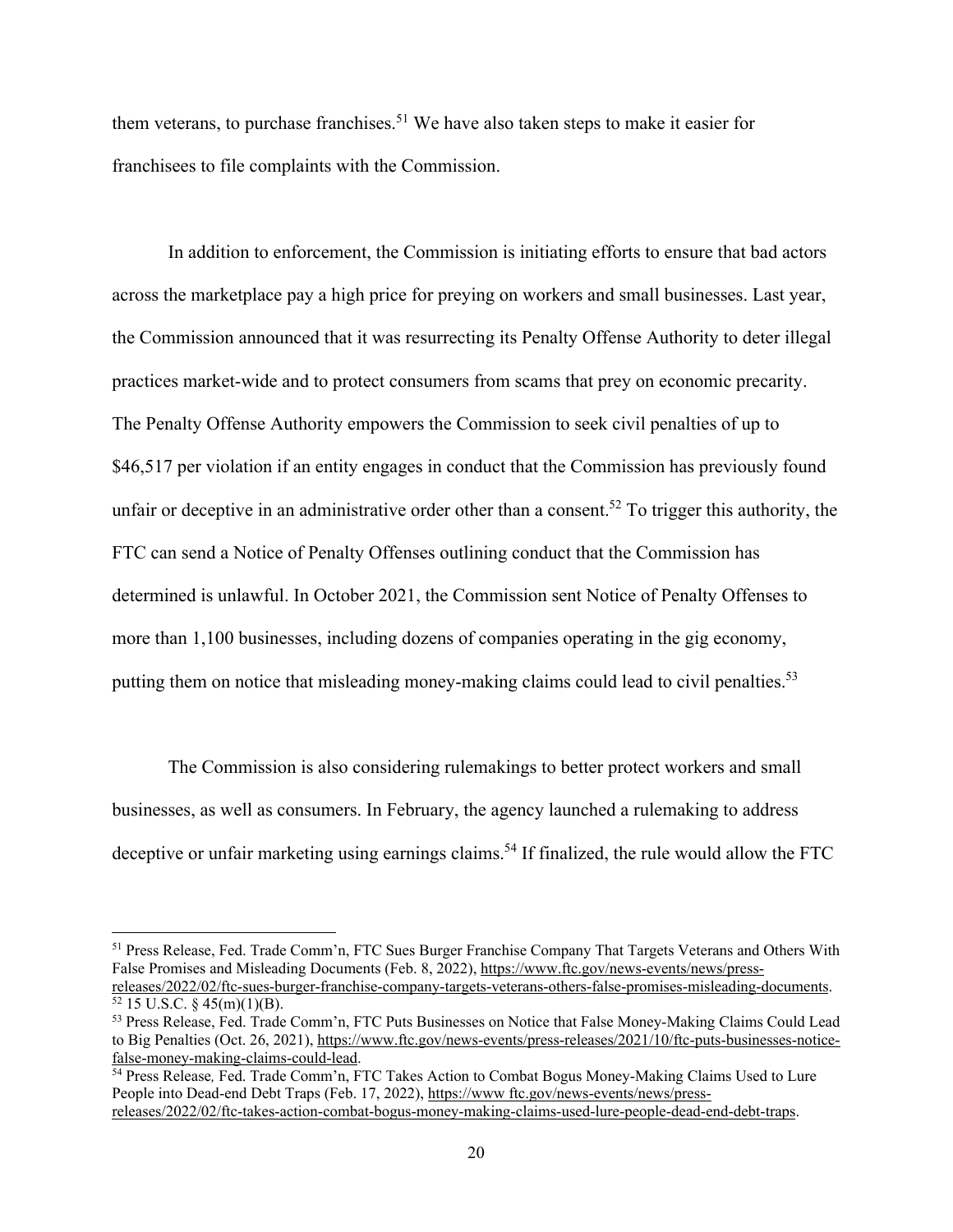them veterans, to purchase franchises.[51] We have also taken steps to make it easier for franchisees to file complaints with the Commission.

In addition to enforcement, the Commission is initiating efforts to ensure that bad actors across the marketplace pay a high price for preying on workers and small businesses. Last year, the Commission announced that it was resurrecting its Penalty Offense Authority to deter illegal practices market-wide and to protect consumers from scams that prey on economic precarity. The Penalty Offense Authority empowers the Commission to seek civil penalties of up to $46,517 per violation if an entity engages in conduct that the Commission has previously found unfair or deceptive in an administrative order other than a consent.[52] To trigger this authority, the FTC can send a Notice of Penalty Offenses outlining conduct that the Commission has determined is unlawful. In October 2021, the Commission sent Notice of Penalty Offenses to more than 1,100 businesses, including dozens of companies operating in the gig economy, putting them on notice that misleading money-making claims could lead to civil penalties.[53]

The Commission is also considering rulemakings to better protect workers and small businesses, as well as consumers. In February, the agency launched a rulemaking to address deceptive or unfair marketing using earnings claims.[54] If finalized, the rule would allow the FTC

---

[51] Press Release, Fed. Trade Comm'n, FTC Sues Burger Franchise Company That Targets Veterans and Others With False Promises and Misleading Documents (Feb. 8, 2022), https://www.ftc.gov/news-events/news/press-releases/2022/02/ftc-sues-burger-franchise-company-targets-veterans-others-false-promises-misleading-documents.

[52] 15 U.S.C. § 45(m)(1)(B).

[53] Press Release, Fed. Trade Comm'n, FTC Puts Businesses on Notice that False Money-Making Claims Could Lead to Big Penalties (Oct. 26, 2021), https://www.ftc.gov/news-events/press-releases/2021/10/ftc-puts-businesses-notice-false-money-making-claims-could-lead.

[54] Press Release*,* Fed. Trade Comm'n, FTC Takes Action to Combat Bogus Money-Making Claims Used to Lure People into Dead-end Debt Traps (Feb. 17, 2022), https://www ftc.gov/news-events/news/press-releases/2022/02/ftc-takes-action-combat-bogus-money-making-claims-used-lure-people-dead-end-debt-traps.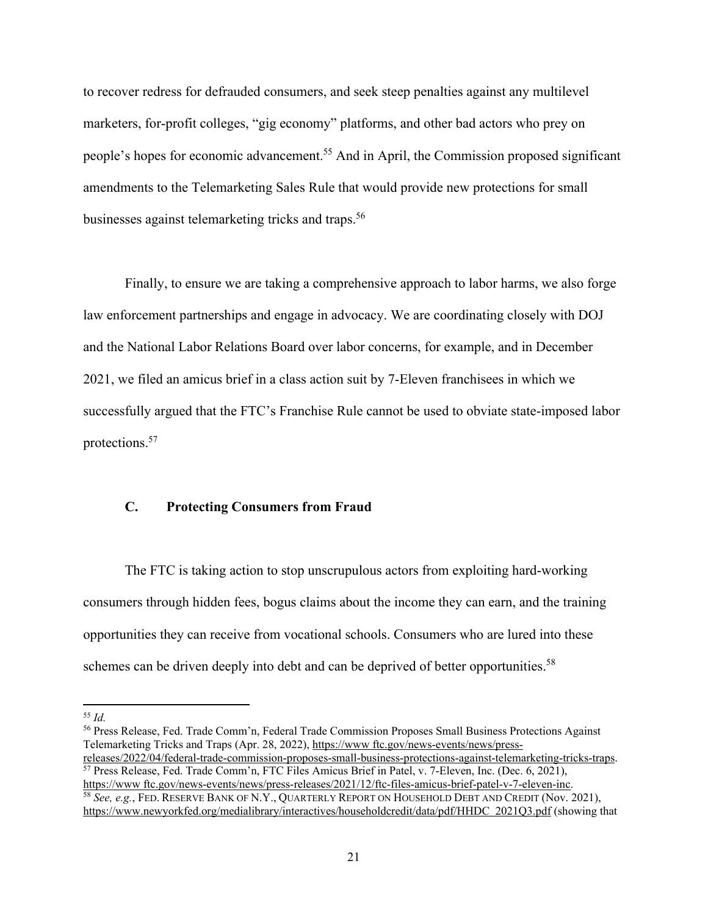to recover redress for defrauded consumers, and seek steep penalties against any multilevel marketers, for-profit colleges, "gig economy" platforms, and other bad actors who prey on people's hopes for economic advancement.[55] And in April, the Commission proposed significant amendments to the Telemarketing Sales Rule that would provide new protections for small businesses against telemarketing tricks and traps.[56]

Finally, to ensure we are taking a comprehensive approach to labor harms, we also forge law enforcement partnerships and engage in advocacy. We are coordinating closely with DOJ and the National Labor Relations Board over labor concerns, for example, and in December 2021, we filed an amicus brief in a class action suit by 7-Eleven franchisees in which we successfully argued that the FTC's Franchise Rule cannot be used to obviate state-imposed labor protections.[57]

### C. Protecting Consumers from Fraud

The FTC is taking action to stop unscrupulous actors from exploiting hard-working consumers through hidden fees, bogus claims about the income they can earn, and the training opportunities they can receive from vocational schools. Consumers who are lured into these schemes can be driven deeply into debt and can be deprived of better opportunities.[58]

---

[55] *Id.*

[56] Press Release, Fed. Trade Comm'n, Federal Trade Commission Proposes Small Business Protections Against Telemarketing Tricks and Traps (Apr. 28, 2022), https://www ftc.gov/news-events/news/press-releases/2022/04/federal-trade-commission-proposes-small-business-protections-against-telemarketing-tricks-traps.

[57] Press Release, Fed. Trade Comm'n, FTC Files Amicus Brief in Patel, v. 7-Eleven, Inc. (Dec. 6, 2021), https://www ftc.gov/news-events/news/press-releases/2021/12/ftc-files-amicus-brief-patel-v-7-eleven-inc.

[58] *See, e.g.*, FED. RESERVE BANK OF N.Y., QUARTERLY REPORT ON HOUSEHOLD DEBT AND CREDIT (Nov. 2021), https://www.newyorkfed.org/medialibrary/interactives/householdcredit/data/pdf/HHDC_2021Q3.pdf (showing that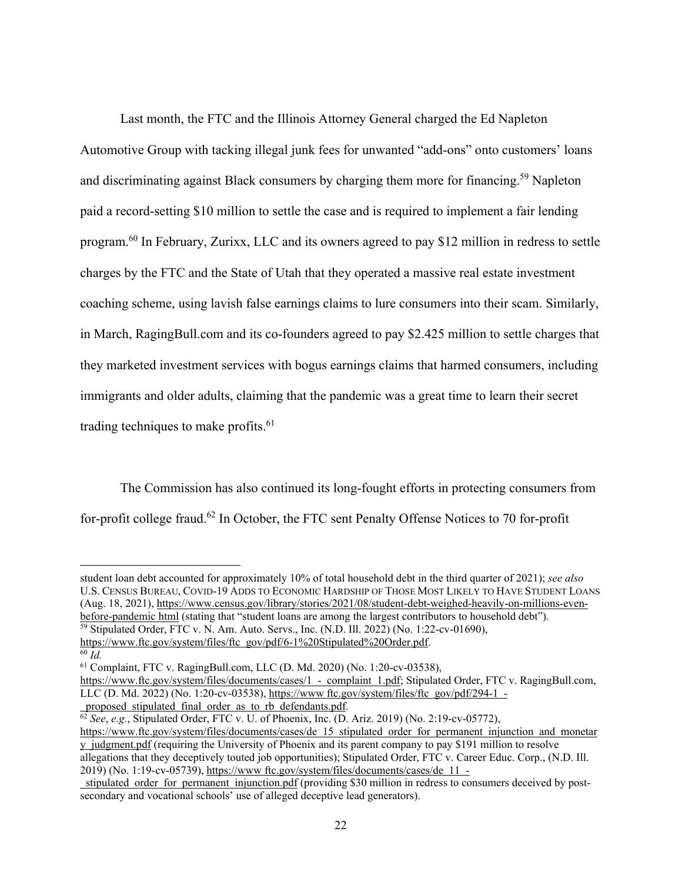Last month, the FTC and the Illinois Attorney General charged the Ed Napleton Automotive Group with tacking illegal junk fees for unwanted "add-ons" onto customers' loans and discriminating against Black consumers by charging them more for financing.[59] Napleton paid a record-setting $10 million to settle the case and is required to implement a fair lending program.[60] In February, Zurixx, LLC and its owners agreed to pay $12 million in redress to settle charges by the FTC and the State of Utah that they operated a massive real estate investment coaching scheme, using lavish false earnings claims to lure consumers into their scam. Similarly, in March, RagingBull.com and its co-founders agreed to pay $2.425 million to settle charges that they marketed investment services with bogus earnings claims that harmed consumers, including immigrants and older adults, claiming that the pandemic was a great time to learn their secret trading techniques to make profits.[61]

The Commission has also continued its long-fought efforts in protecting consumers from for-profit college fraud.[62] In October, the FTC sent Penalty Offense Notices to 70 for-profit

---

student loan debt accounted for approximately 10% of total household debt in the third quarter of 2021); *see also* U.S. CENSUS BUREAU, COVID-19 ADDS TO ECONOMIC HARDSHIP OF THOSE MOST LIKELY TO HAVE STUDENT LOANS (Aug. 18, 2021), https://www.census.gov/library/stories/2021/08/student-debt-weighed-heavily-on-millions-even-before-pandemic html (stating that "student loans are among the largest contributors to household debt").

[59] Stipulated Order, FTC v. N. Am. Auto. Servs., Inc. (N.D. Ill. 2022) (No. 1:22-cv-01690), https://www.ftc.gov/system/files/ftc_gov/pdf/6-1%20Stipulated%20Order.pdf.

[60] *Id.*

[61] Complaint, FTC v. RagingBull.com, LLC (D. Md. 2020) (No. 1:20-cv-03538), https://www.ftc.gov/system/files/documents/cases/1_-_complaint_1.pdf; Stipulated Order, FTC v. RagingBull.com, LLC (D. Md. 2022) (No. 1:20-cv-03538), https://www ftc.gov/system/files/ftc_gov/pdf/294-1_-_proposed_stipulated_final_order_as_to_rb_defendants.pdf.

[62] *See*, *e.g.*, Stipulated Order, FTC v. U. of Phoenix, Inc. (D. Ariz. 2019) (No. 2:19-cv-05772), https://www.ftc.gov/system/files/documents/cases/de_15_stipulated_order_for_permanent_injunction_and_monetary_judgment.pdf (requiring the University of Phoenix and its parent company to pay $191 million to resolve allegations that they deceptively touted job opportunities); Stipulated Order, FTC v. Career Educ. Corp., (N.D. Ill. 2019) (No. 1:19-cv-05739), https://www ftc.gov/system/files/documents/cases/de_11_-_stipulated_order_for_permanent_injunction.pdf (providing $30 million in redress to consumers deceived by post-secondary and vocational schools' use of alleged deceptive lead generators).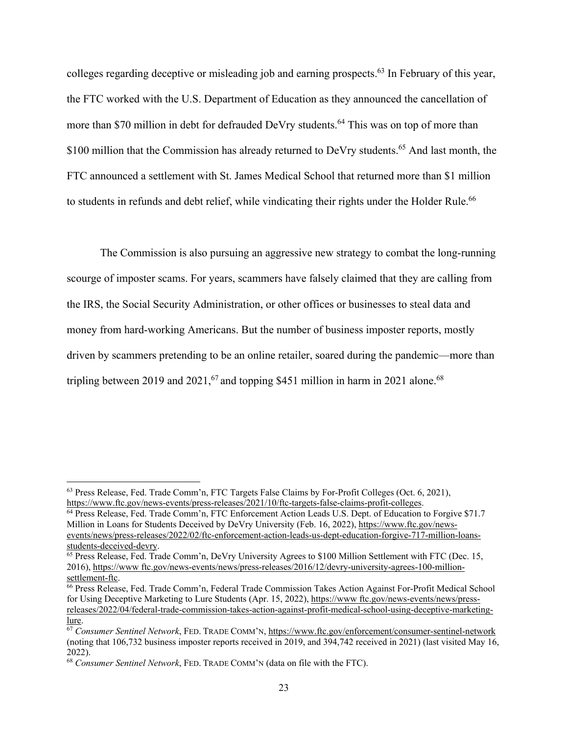colleges regarding deceptive or misleading job and earning prospects.[63] In February of this year, the FTC worked with the U.S. Department of Education as they announced the cancellation of more than $70 million in debt for defrauded DeVry students.[64] This was on top of more than $100 million that the Commission has already returned to DeVry students.[65] And last month, the FTC announced a settlement with St. James Medical School that returned more than $1 million to students in refunds and debt relief, while vindicating their rights under the Holder Rule.[66]

The Commission is also pursuing an aggressive new strategy to combat the long-running scourge of imposter scams. For years, scammers have falsely claimed that they are calling from the IRS, the Social Security Administration, or other offices or businesses to steal data and money from hard-working Americans. But the number of business imposter reports, mostly driven by scammers pretending to be an online retailer, soared during the pandemic—more than tripling between 2019 and 2021,[67] and topping $451 million in harm in 2021 alone.[68]

---

[63] Press Release, Fed. Trade Comm'n, FTC Targets False Claims by For-Profit Colleges (Oct. 6, 2021), https://www.ftc.gov/news-events/press-releases/2021/10/ftc-targets-false-claims-profit-colleges.

[64] Press Release, Fed. Trade Comm'n, FTC Enforcement Action Leads U.S. Dept. of Education to Forgive $71.7 Million in Loans for Students Deceived by DeVry University (Feb. 16, 2022), https://www.ftc.gov/news-events/news/press-releases/2022/02/ftc-enforcement-action-leads-us-dept-education-forgive-717-million-loans-students-deceived-devry.

[65] Press Release, Fed. Trade Comm'n, DeVry University Agrees to $100 Million Settlement with FTC (Dec. 15, 2016), https://www ftc.gov/news-events/news/press-releases/2016/12/devry-university-agrees-100-million-settlement-ftc.

[66] Press Release, Fed. Trade Comm'n, Federal Trade Commission Takes Action Against For-Profit Medical School for Using Deceptive Marketing to Lure Students (Apr. 15, 2022), https://www ftc.gov/news-events/news/press-releases/2022/04/federal-trade-commission-takes-action-against-profit-medical-school-using-deceptive-marketing-lure.

[67] *Consumer Sentinel Network*, FED. TRADE COMM'N, https://www.ftc.gov/enforcement/consumer-sentinel-network (noting that 106,732 business imposter reports received in 2019, and 394,742 received in 2021) (last visited May 16, 2022).

[68] *Consumer Sentinel Network*, FED. TRADE COMM'N (data on file with the FTC).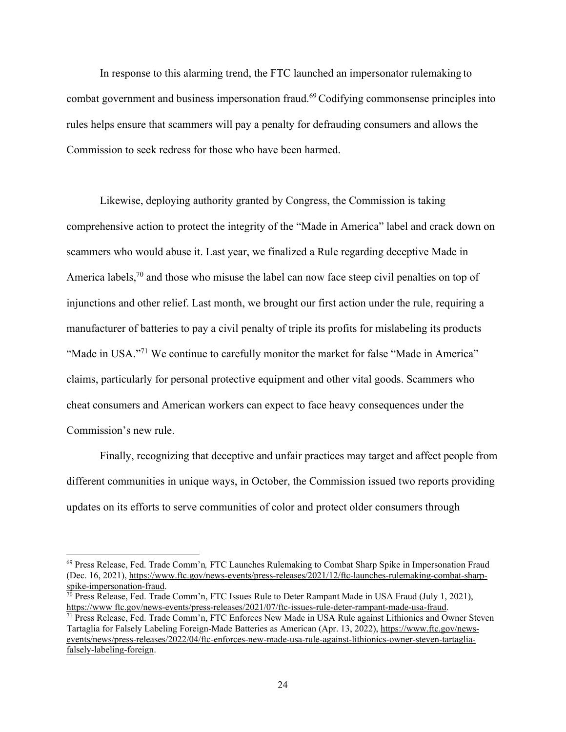In response to this alarming trend, the FTC launched an impersonator rulemaking to combat government and business impersonation fraud.[69] Codifying commonsense principles into rules helps ensure that scammers will pay a penalty for defrauding consumers and allows the Commission to seek redress for those who have been harmed.

Likewise, deploying authority granted by Congress, the Commission is taking comprehensive action to protect the integrity of the "Made in America" label and crack down on scammers who would abuse it. Last year, we finalized a Rule regarding deceptive Made in America labels,[70] and those who misuse the label can now face steep civil penalties on top of injunctions and other relief. Last month, we brought our first action under the rule, requiring a manufacturer of batteries to pay a civil penalty of triple its profits for mislabeling its products "Made in USA."[71] We continue to carefully monitor the market for false "Made in America" claims, particularly for personal protective equipment and other vital goods. Scammers who cheat consumers and American workers can expect to face heavy consequences under the Commission's new rule.

Finally, recognizing that deceptive and unfair practices may target and affect people from different communities in unique ways, in October, the Commission issued two reports providing updates on its efforts to serve communities of color and protect older consumers through

---

[69] Press Release, Fed. Trade Comm'n*,* FTC Launches Rulemaking to Combat Sharp Spike in Impersonation Fraud (Dec. 16, 2021), https://www.ftc.gov/news-events/press-releases/2021/12/ftc-launches-rulemaking-combat-sharp-spike-impersonation-fraud.

[70] Press Release, Fed. Trade Comm'n, FTC Issues Rule to Deter Rampant Made in USA Fraud (July 1, 2021), https://www ftc.gov/news-events/press-releases/2021/07/ftc-issues-rule-deter-rampant-made-usa-fraud.

[71] Press Release, Fed. Trade Comm'n, FTC Enforces New Made in USA Rule against Lithionics and Owner Steven Tartaglia for Falsely Labeling Foreign-Made Batteries as American (Apr. 13, 2022), https://www.ftc.gov/news-events/news/press-releases/2022/04/ftc-enforces-new-made-usa-rule-against-lithionics-owner-steven-tartaglia-falsely-labeling-foreign.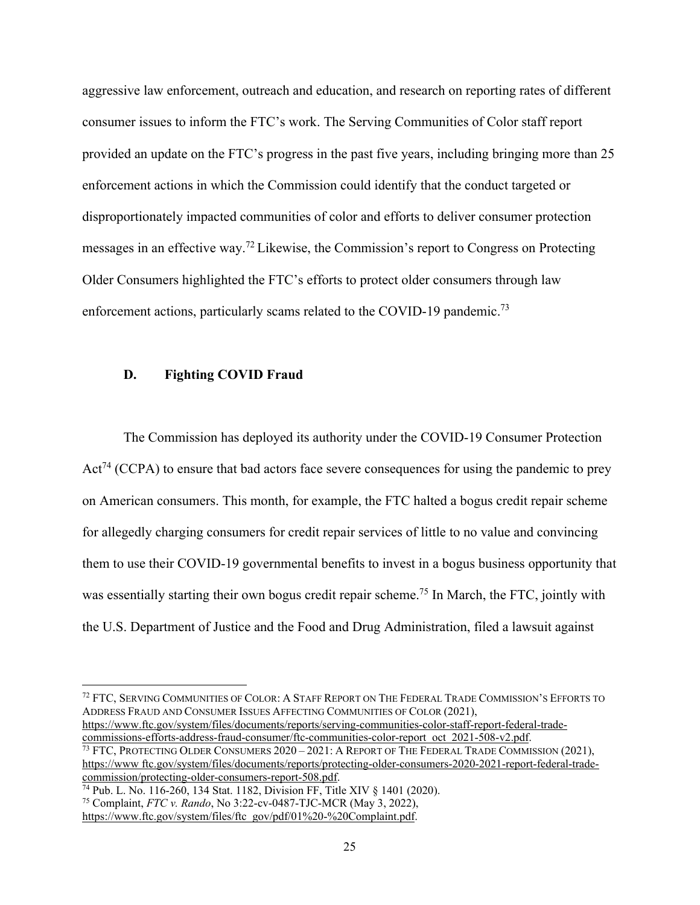aggressive law enforcement, outreach and education, and research on reporting rates of different consumer issues to inform the FTC's work. The Serving Communities of Color staff report provided an update on the FTC's progress in the past five years, including bringing more than 25 enforcement actions in which the Commission could identify that the conduct targeted or disproportionately impacted communities of color and efforts to deliver consumer protection messages in an effective way.[72] Likewise, the Commission's report to Congress on Protecting Older Consumers highlighted the FTC's efforts to protect older consumers through law enforcement actions, particularly scams related to the COVID-19 pandemic.[73]

### D. Fighting COVID Fraud

The Commission has deployed its authority under the COVID-19 Consumer Protection Act[74] (CCPA) to ensure that bad actors face severe consequences for using the pandemic to prey on American consumers. This month, for example, the FTC halted a bogus credit repair scheme for allegedly charging consumers for credit repair services of little to no value and convincing them to use their COVID-19 governmental benefits to invest in a bogus business opportunity that was essentially starting their own bogus credit repair scheme.[75] In March, the FTC, jointly with the U.S. Department of Justice and the Food and Drug Administration, filed a lawsuit against

---

[72] FTC, SERVING COMMUNITIES OF COLOR: A STAFF REPORT ON THE FEDERAL TRADE COMMISSION'S EFFORTS TO ADDRESS FRAUD AND CONSUMER ISSUES AFFECTING COMMUNITIES OF COLOR (2021), https://www.ftc.gov/system/files/documents/reports/serving-communities-color-staff-report-federal-trade-commissions-efforts-address-fraud-consumer/ftc-communities-color-report_oct_2021-508-v2.pdf.

[73] FTC, PROTECTING OLDER CONSUMERS 2020 – 2021: A REPORT OF THE FEDERAL TRADE COMMISSION (2021), https://www.ftc.gov/system/files/documents/reports/protecting-older-consumers-2020-2021-report-federal-trade-commission/protecting-older-consumers-report-508.pdf.

[74] Pub. L. No. 116-260, 134 Stat. 1182, Division FF, Title XIV § 1401 (2020).

[75] Complaint, *FTC v. Rando*, No 3:22-cv-0487-TJC-MCR (May 3, 2022), https://www.ftc.gov/system/files/ftc_gov/pdf/01%20-%20Complaint.pdf.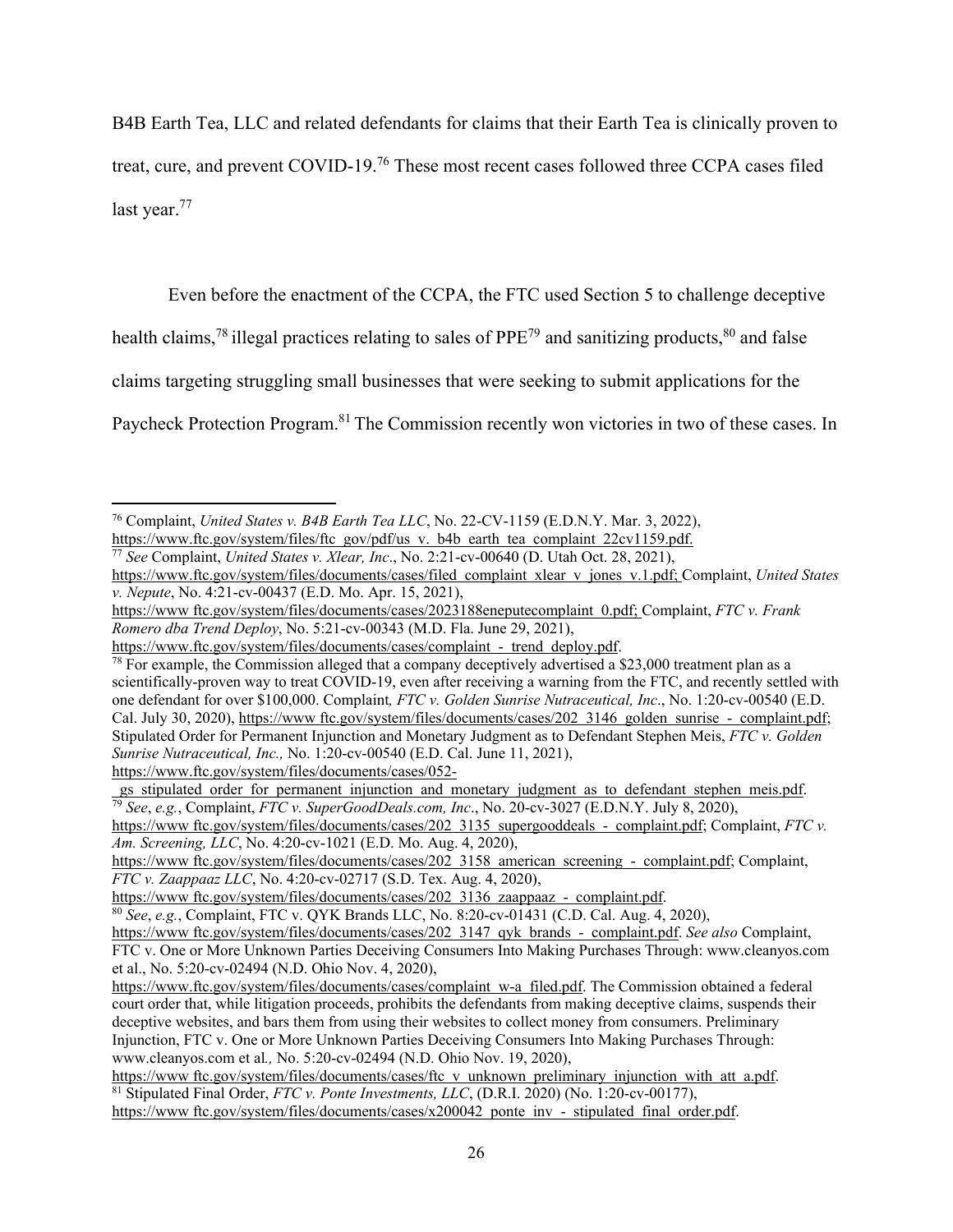B4B Earth Tea, LLC and related defendants for claims that their Earth Tea is clinically proven to treat, cure, and prevent COVID-19.[76] These most recent cases followed three CCPA cases filed last year.[77]

Even before the enactment of the CCPA, the FTC used Section 5 to challenge deceptive health claims,[78] illegal practices relating to sales of PPE[79] and sanitizing products,[80] and false claims targeting struggling small businesses that were seeking to submit applications for the Paycheck Protection Program.[81] The Commission recently won victories in two of these cases. In

---

[76] Complaint, *United States v. B4B Earth Tea LLC*, No. 22-CV-1159 (E.D.N.Y. Mar. 3, 2022), https://www.ftc.gov/system/files/ftc_gov/pdf/us_v._b4b_earth_tea_complaint_22cv1159.pdf.

[77] *See* Complaint, *United States v. Xlear, Inc*., No. 2:21-cv-00640 (D. Utah Oct. 28, 2021), https://www.ftc.gov/system/files/documents/cases/filed_complaint_xlear_v_jones_v.1.pdf; Complaint, *United States v. Nepute*, No. 4:21-cv-00437 (E.D. Mo. Apr. 15, 2021), https://www.ftc.gov/system/files/documents/cases/2023188eneputecomplaint_0.pdf; Complaint, *FTC v. Frank Romero dba Trend Deploy*, No. 5:21-cv-00343 (M.D. Fla. June 29, 2021), https://www.ftc.gov/system/files/documents/cases/complaint_-_trend_deploy.pdf.

[78] For example, the Commission alleged that a company deceptively advertised a $23,000 treatment plan as a scientifically-proven way to treat COVID-19, even after receiving a warning from the FTC, and recently settled with one defendant for over $100,000. Complaint*, FTC v. Golden Sunrise Nutraceutical, Inc*., No. 1:20-cv-00540 (E.D. Cal. July 30, 2020), https://www.ftc.gov/system/files/documents/cases/202_3146_golden_sunrise_-_complaint.pdf; Stipulated Order for Permanent Injunction and Monetary Judgment as to Defendant Stephen Meis, *FTC v. Golden Sunrise Nutraceutical, Inc.,* No. 1:20-cv-00540 (E.D. Cal. June 11, 2021), https://www.ftc.gov/system/files/documents/cases/052-_gs_stipulated_order_for_permanent_injunction_and_monetary_judgment_as_to_defendant_stephen_meis.pdf.

[79] *See*, *e.g.*, Complaint, *FTC v. SuperGoodDeals.com, Inc*., No. 20-cv-3027 (E.D.N.Y. July 8, 2020), https://www.ftc.gov/system/files/documents/cases/202_3135_supergooddeals_-_complaint.pdf; Complaint, *FTC v. Am. Screening, LLC*, No. 4:20-cv-1021 (E.D. Mo. Aug. 4, 2020), https://www.ftc.gov/system/files/documents/cases/202_3158_american_screening_-_complaint.pdf; Complaint, *FTC v. Zaappaaz LLC*, No. 4:20-cv-02717 (S.D. Tex. Aug. 4, 2020), https://www.ftc.gov/system/files/documents/cases/202_3136_zaappaaz_-_complaint.pdf.

[80] *See*, *e.g.*, Complaint, FTC v. QYK Brands LLC, No. 8:20-cv-01431 (C.D. Cal. Aug. 4, 2020), https://www.ftc.gov/system/files/documents/cases/202_3147_qyk_brands_-_complaint.pdf. *See also* Complaint, FTC v. One or More Unknown Parties Deceiving Consumers Into Making Purchases Through: www.cleanyos.com et al., No. 5:20-cv-02494 (N.D. Ohio Nov. 4, 2020), https://www.ftc.gov/system/files/documents/cases/complaint_w-a_filed.pdf. The Commission obtained a federal court order that, while litigation proceeds, prohibits the defendants from making deceptive claims, suspends their deceptive websites, and bars them from using their websites to collect money from consumers. Preliminary Injunction, FTC v. One or More Unknown Parties Deceiving Consumers Into Making Purchases Through: www.cleanyos.com et al*.,* No. 5:20-cv-02494 (N.D. Ohio Nov. 19, 2020), https://www.ftc.gov/system/files/documents/cases/ftc_v_unknown_preliminary_injunction_with_att_a.pdf.

[81] Stipulated Final Order, *FTC v. Ponte Investments, LLC*, (D.R.I. 2020) (No. 1:20-cv-00177), https://www.ftc.gov/system/files/documents/cases/x200042_ponte_inv_-_stipulated_final_order.pdf.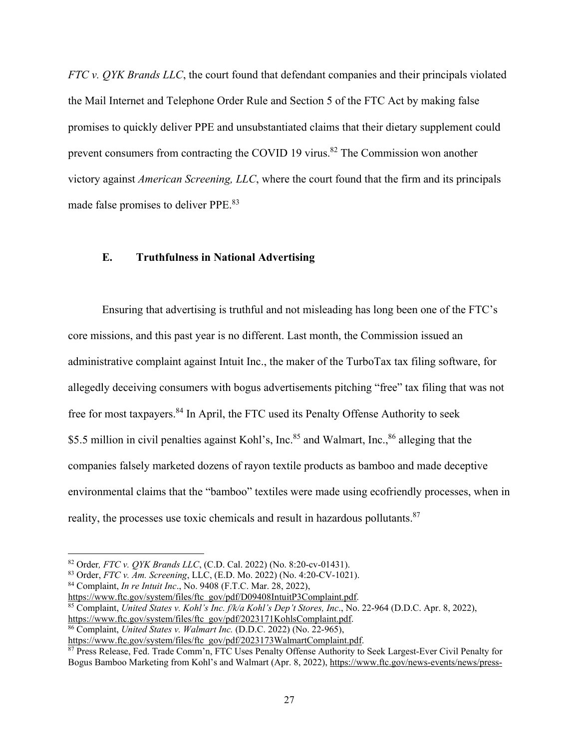*FTC v. QYK Brands LLC*, the court found that defendant companies and their principals violated the Mail Internet and Telephone Order Rule and Section 5 of the FTC Act by making false promises to quickly deliver PPE and unsubstantiated claims that their dietary supplement could prevent consumers from contracting the COVID 19 virus.[82] The Commission won another victory against *American Screening, LLC*, where the court found that the firm and its principals made false promises to deliver PPE.[83]

### E. Truthfulness in National Advertising

Ensuring that advertising is truthful and not misleading has long been one of the FTC's core missions, and this past year is no different. Last month, the Commission issued an administrative complaint against Intuit Inc., the maker of the TurboTax tax filing software, for allegedly deceiving consumers with bogus advertisements pitching "free" tax filing that was not free for most taxpayers.[84] In April, the FTC used its Penalty Offense Authority to seek $5.5 million in civil penalties against Kohl's, Inc.[85] and Walmart, Inc.,[86] alleging that the companies falsely marketed dozens of rayon textile products as bamboo and made deceptive environmental claims that the "bamboo" textiles were made using ecofriendly processes, when in reality, the processes use toxic chemicals and result in hazardous pollutants.[87]

---

[82] Order*, FTC v. QYK Brands LLC*, (C.D. Cal. 2022) (No. 8:20-cv-01431).

[83] Order, *FTC v. Am. Screening*, LLC, (E.D. Mo. 2022) (No. 4:20-CV-1021).

[84] Complaint, *In re Intuit Inc*., No. 9408 (F.T.C. Mar. 28, 2022), https://www.ftc.gov/system/files/ftc_gov/pdf/D09408IntuitP3Complaint.pdf.

[85] Complaint, *United States v. Kohl's Inc. f/k/a Kohl's Dep't Stores, Inc*., No. 22-964 (D.D.C. Apr. 8, 2022), https://www.ftc.gov/system/files/ftc_gov/pdf/2023171KohlsComplaint.pdf.

[86] Complaint, *United States v. Walmart Inc.* (D.D.C. 2022) (No. 22-965), https://www.ftc.gov/system/files/ftc_gov/pdf/2023173WalmartComplaint.pdf.

[87] Press Release, Fed. Trade Comm'n, FTC Uses Penalty Offense Authority to Seek Largest-Ever Civil Penalty for Bogus Bamboo Marketing from Kohl's and Walmart (Apr. 8, 2022), https://www.ftc.gov/news-events/news/press-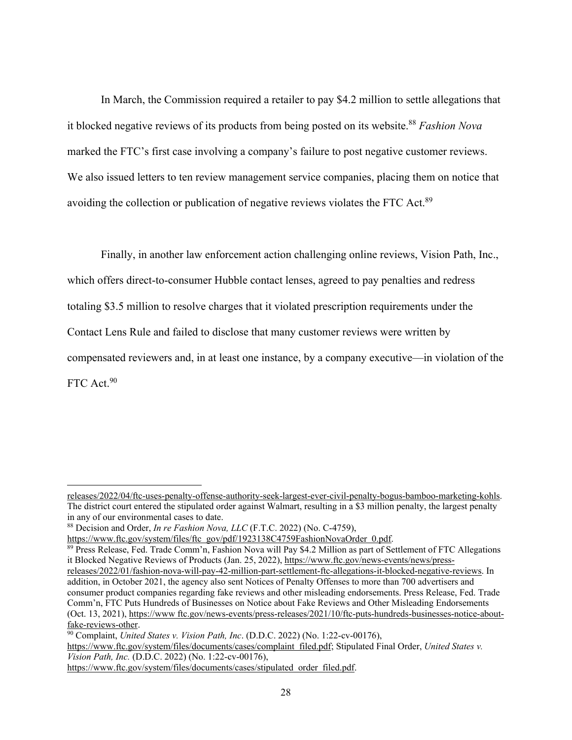In March, the Commission required a retailer to pay $4.2 million to settle allegations that it blocked negative reviews of its products from being posted on its website.[88] *Fashion Nova* marked the FTC's first case involving a company's failure to post negative customer reviews. We also issued letters to ten review management service companies, placing them on notice that avoiding the collection or publication of negative reviews violates the FTC Act.[89]

Finally, in another law enforcement action challenging online reviews, Vision Path, Inc., which offers direct-to-consumer Hubble contact lenses, agreed to pay penalties and redress totaling $3.5 million to resolve charges that it violated prescription requirements under the Contact Lens Rule and failed to disclose that many customer reviews were written by compensated reviewers and, in at least one instance, by a company executive—in violation of the FTC Act.[90]

---

releases/2022/04/ftc-uses-penalty-offense-authority-seek-largest-ever-civil-penalty-bogus-bamboo-marketing-kohls. The district court entered the stipulated order against Walmart, resulting in a $3 million penalty, the largest penalty in any of our environmental cases to date.

[88] Decision and Order, *In re Fashion Nova, LLC* (F.T.C. 2022) (No. C-4759), https://www.ftc.gov/system/files/ftc_gov/pdf/1923138C4759FashionNovaOrder_0.pdf.

[89] Press Release, Fed. Trade Comm'n, Fashion Nova will Pay $4.2 Million as part of Settlement of FTC Allegations it Blocked Negative Reviews of Products (Jan. 25, 2022), https://www.ftc.gov/news-events/news/press-releases/2022/01/fashion-nova-will-pay-42-million-part-settlement-ftc-allegations-it-blocked-negative-reviews. In addition, in October 2021, the agency also sent Notices of Penalty Offenses to more than 700 advertisers and consumer product companies regarding fake reviews and other misleading endorsements. Press Release, Fed. Trade Comm'n, FTC Puts Hundreds of Businesses on Notice about Fake Reviews and Other Misleading Endorsements (Oct. 13, 2021), https://www ftc.gov/news-events/press-releases/2021/10/ftc-puts-hundreds-businesses-notice-about-fake-reviews-other.

[90] Complaint, *United States v. Vision Path, Inc*. (D.D.C. 2022) (No. 1:22-cv-00176), https://www.ftc.gov/system/files/documents/cases/complaint_filed.pdf; Stipulated Final Order, *United States v. Vision Path, Inc.* (D.D.C. 2022) (No. 1:22-cv-00176), https://www.ftc.gov/system/files/documents/cases/stipulated_order_filed.pdf.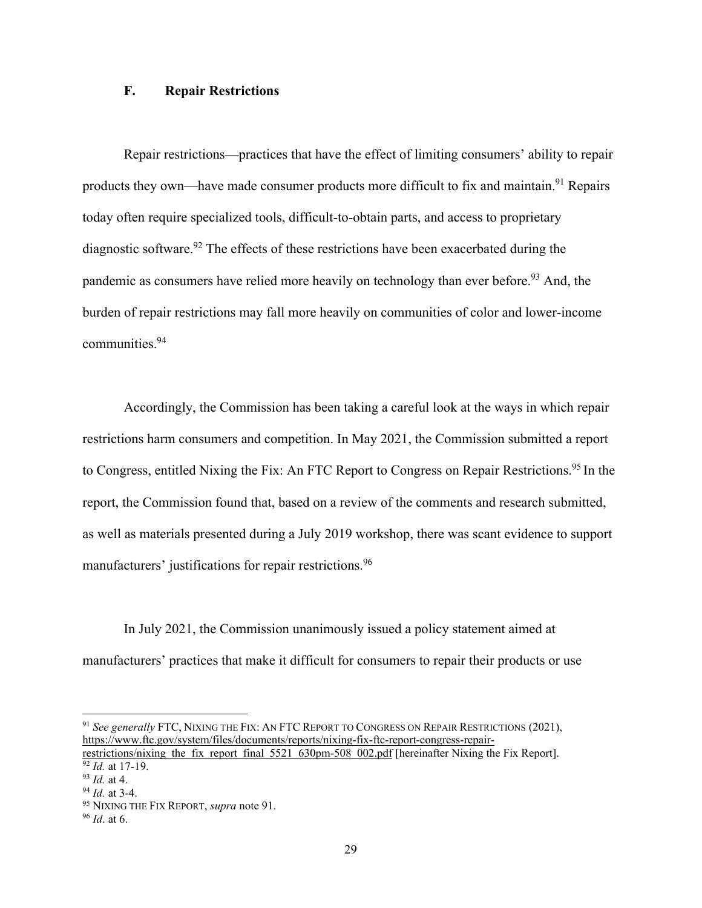### F. Repair Restrictions

Repair restrictions—practices that have the effect of limiting consumers' ability to repair products they own—have made consumer products more difficult to fix and maintain.[91] Repairs today often require specialized tools, difficult-to-obtain parts, and access to proprietary diagnostic software.[92] The effects of these restrictions have been exacerbated during the pandemic as consumers have relied more heavily on technology than ever before.[93] And, the burden of repair restrictions may fall more heavily on communities of color and lower-income communities.[94]

Accordingly, the Commission has been taking a careful look at the ways in which repair restrictions harm consumers and competition. In May 2021, the Commission submitted a report to Congress, entitled Nixing the Fix: An FTC Report to Congress on Repair Restrictions.[95] In the report, the Commission found that, based on a review of the comments and research submitted, as well as materials presented during a July 2019 workshop, there was scant evidence to support manufacturers' justifications for repair restrictions.[96]

In July 2021, the Commission unanimously issued a policy statement aimed at manufacturers' practices that make it difficult for consumers to repair their products or use

---

[91] *See generally* FTC, NIXING THE FIX: AN FTC REPORT TO CONGRESS ON REPAIR RESTRICTIONS (2021), https://www.ftc.gov/system/files/documents/reports/nixing-fix-ftc-report-congress-repair-restrictions/nixing_the_fix_report_final_5521_630pm-508_002.pdf [hereinafter Nixing the Fix Report].

[92] *Id.* at 17-19.

[93] *Id.* at 4.

[94] *Id.* at 3-4.

[95] NIXING THE FIX REPORT, *supra* note 91.

[96] *Id*. at 6.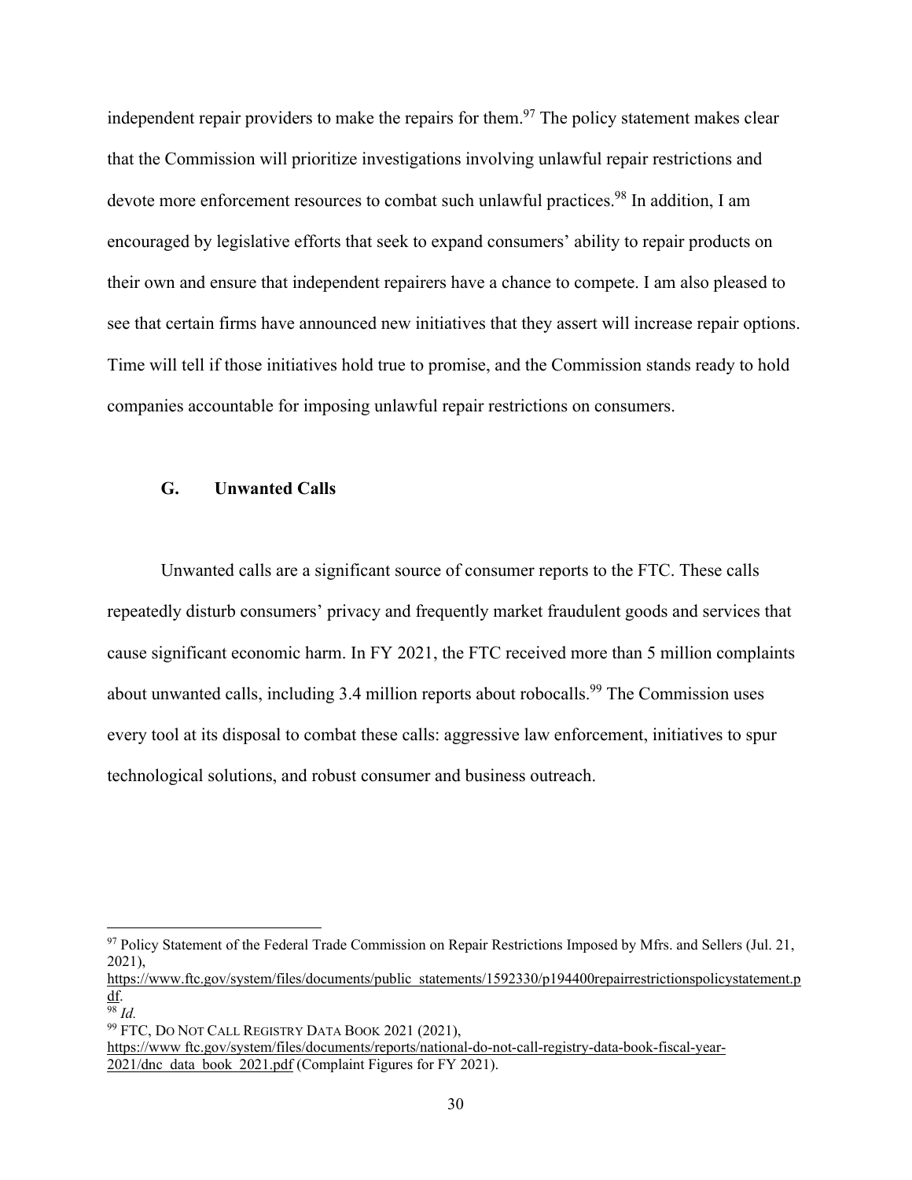independent repair providers to make the repairs for them.[97] The policy statement makes clear that the Commission will prioritize investigations involving unlawful repair restrictions and devote more enforcement resources to combat such unlawful practices.[98] In addition, I am encouraged by legislative efforts that seek to expand consumers' ability to repair products on their own and ensure that independent repairers have a chance to compete. I am also pleased to see that certain firms have announced new initiatives that they assert will increase repair options. Time will tell if those initiatives hold true to promise, and the Commission stands ready to hold companies accountable for imposing unlawful repair restrictions on consumers.

### G. Unwanted Calls

Unwanted calls are a significant source of consumer reports to the FTC. These calls repeatedly disturb consumers' privacy and frequently market fraudulent goods and services that cause significant economic harm. In FY 2021, the FTC received more than 5 million complaints about unwanted calls, including 3.4 million reports about robocalls.[99] The Commission uses every tool at its disposal to combat these calls: aggressive law enforcement, initiatives to spur technological solutions, and robust consumer and business outreach.

---

[97] Policy Statement of the Federal Trade Commission on Repair Restrictions Imposed by Mfrs. and Sellers (Jul. 21, 2021), https://www.ftc.gov/system/files/documents/public_statements/1592330/p194400repairrestrictionspolicystatement.pdf.

[98] *Id.*

[99] FTC, DO NOT CALL REGISTRY DATA BOOK 2021 (2021), https://www.ftc.gov/system/files/documents/reports/national-do-not-call-registry-data-book-fiscal-year-2021/dnc_data_book_2021.pdf (Complaint Figures for FY 2021).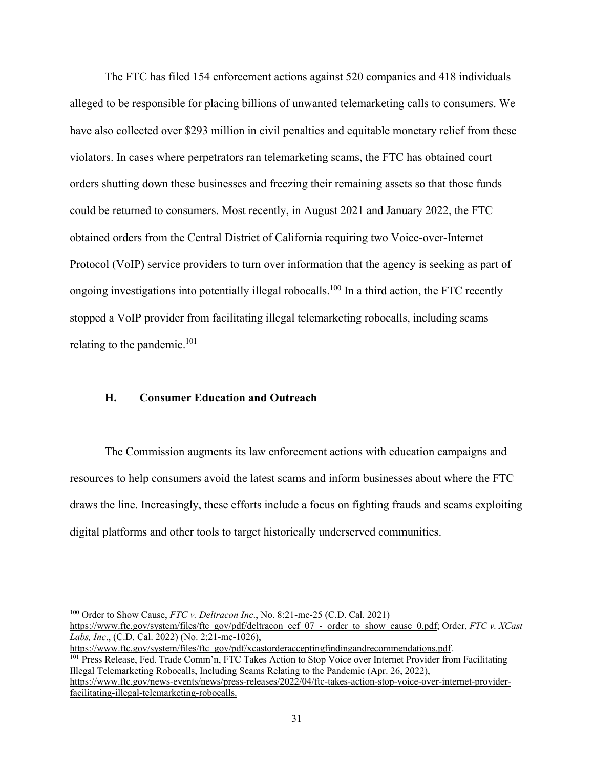The FTC has filed 154 enforcement actions against 520 companies and 418 individuals alleged to be responsible for placing billions of unwanted telemarketing calls to consumers. We have also collected over $293 million in civil penalties and equitable monetary relief from these violators. In cases where perpetrators ran telemarketing scams, the FTC has obtained court orders shutting down these businesses and freezing their remaining assets so that those funds could be returned to consumers. Most recently, in August 2021 and January 2022, the FTC obtained orders from the Central District of California requiring two Voice-over-Internet Protocol (VoIP) service providers to turn over information that the agency is seeking as part of ongoing investigations into potentially illegal robocalls.[100] In a third action, the FTC recently stopped a VoIP provider from facilitating illegal telemarketing robocalls, including scams relating to the pandemic.[101]

### H. Consumer Education and Outreach

The Commission augments its law enforcement actions with education campaigns and resources to help consumers avoid the latest scams and inform businesses about where the FTC draws the line. Increasingly, these efforts include a focus on fighting frauds and scams exploiting digital platforms and other tools to target historically underserved communities.

---

[100] Order to Show Cause, *FTC v. Deltracon Inc*., No. 8:21-mc-25 (C.D. Cal. 2021) https://www.ftc.gov/system/files/ftc_gov/pdf/deltracon_ecf_07_-_order_to_show_cause_0.pdf; Order, *FTC v. XCast Labs, Inc*., (C.D. Cal. 2022) (No. 2:21-mc-1026), https://www.ftc.gov/system/files/ftc_gov/pdf/xcastorderacceptingfindingandrecommendations.pdf.

[101] Press Release, Fed. Trade Comm'n, FTC Takes Action to Stop Voice over Internet Provider from Facilitating Illegal Telemarketing Robocalls, Including Scams Relating to the Pandemic (Apr. 26, 2022), https://www.ftc.gov/news-events/news/press-releases/2022/04/ftc-takes-action-stop-voice-over-internet-provider-facilitating-illegal-telemarketing-robocalls.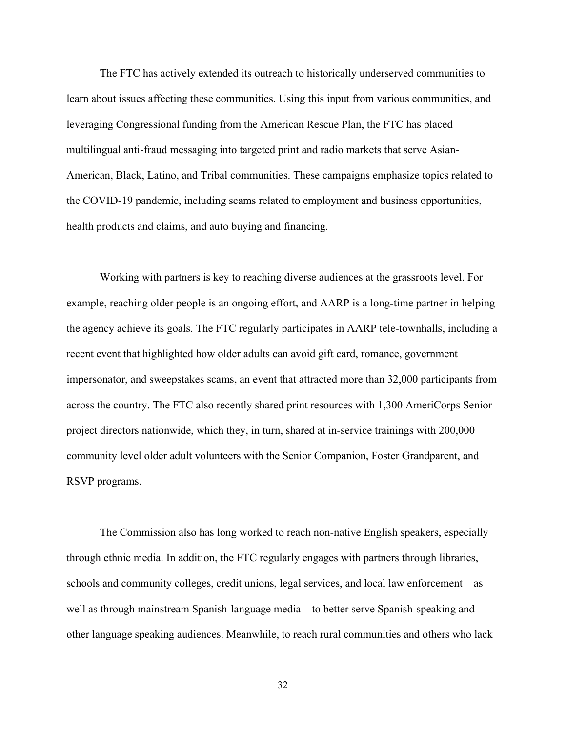The FTC has actively extended its outreach to historically underserved communities to learn about issues affecting these communities. Using this input from various communities, and leveraging Congressional funding from the American Rescue Plan, the FTC has placed multilingual anti-fraud messaging into targeted print and radio markets that serve Asian-American, Black, Latino, and Tribal communities. These campaigns emphasize topics related to the COVID-19 pandemic, including scams related to employment and business opportunities, health products and claims, and auto buying and financing.

Working with partners is key to reaching diverse audiences at the grassroots level. For example, reaching older people is an ongoing effort, and AARP is a long-time partner in helping the agency achieve its goals. The FTC regularly participates in AARP tele-townhalls, including a recent event that highlighted how older adults can avoid gift card, romance, government impersonator, and sweepstakes scams, an event that attracted more than 32,000 participants from across the country. The FTC also recently shared print resources with 1,300 AmeriCorps Senior project directors nationwide, which they, in turn, shared at in-service trainings with 200,000 community level older adult volunteers with the Senior Companion, Foster Grandparent, and RSVP programs.

The Commission also has long worked to reach non-native English speakers, especially through ethnic media. In addition, the FTC regularly engages with partners through libraries, schools and community colleges, credit unions, legal services, and local law enforcement—as well as through mainstream Spanish-language media – to better serve Spanish-speaking and other language speaking audiences. Meanwhile, to reach rural communities and others who lack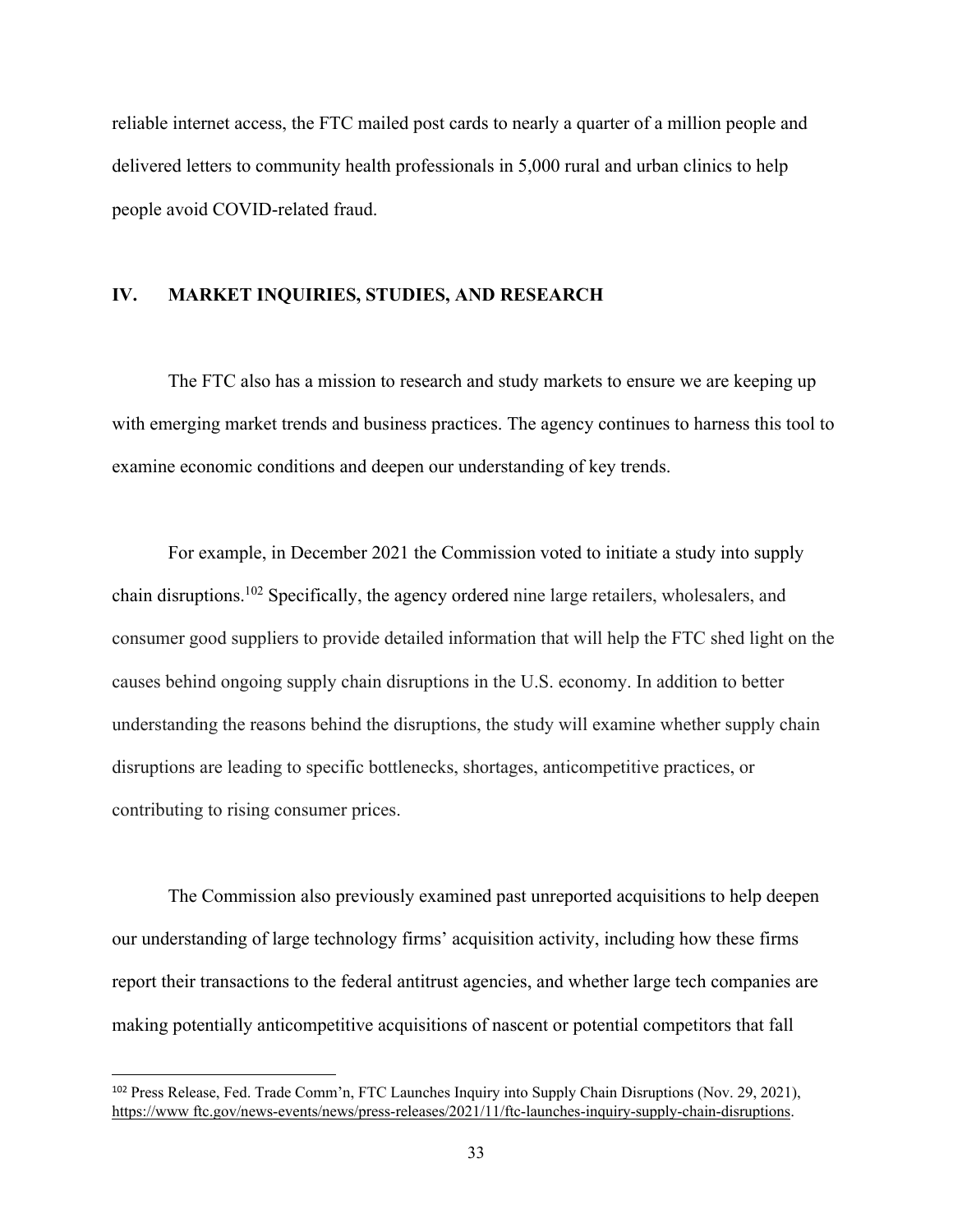reliable internet access, the FTC mailed post cards to nearly a quarter of a million people and delivered letters to community health professionals in 5,000 rural and urban clinics to help people avoid COVID-related fraud.

## IV. MARKET INQUIRIES, STUDIES, AND RESEARCH

The FTC also has a mission to research and study markets to ensure we are keeping up with emerging market trends and business practices. The agency continues to harness this tool to examine economic conditions and deepen our understanding of key trends.

For example, in December 2021 the Commission voted to initiate a study into supply chain disruptions.[102] Specifically, the agency ordered nine large retailers, wholesalers, and consumer good suppliers to provide detailed information that will help the FTC shed light on the causes behind ongoing supply chain disruptions in the U.S. economy. In addition to better understanding the reasons behind the disruptions, the study will examine whether supply chain disruptions are leading to specific bottlenecks, shortages, anticompetitive practices, or contributing to rising consumer prices.

The Commission also previously examined past unreported acquisitions to help deepen our understanding of large technology firms' acquisition activity, including how these firms report their transactions to the federal antitrust agencies, and whether large tech companies are making potentially anticompetitive acquisitions of nascent or potential competitors that fall

---

[102] Press Release, Fed. Trade Comm'n, FTC Launches Inquiry into Supply Chain Disruptions (Nov. 29, 2021), https://www ftc.gov/news-events/news/press-releases/2021/11/ftc-launches-inquiry-supply-chain-disruptions.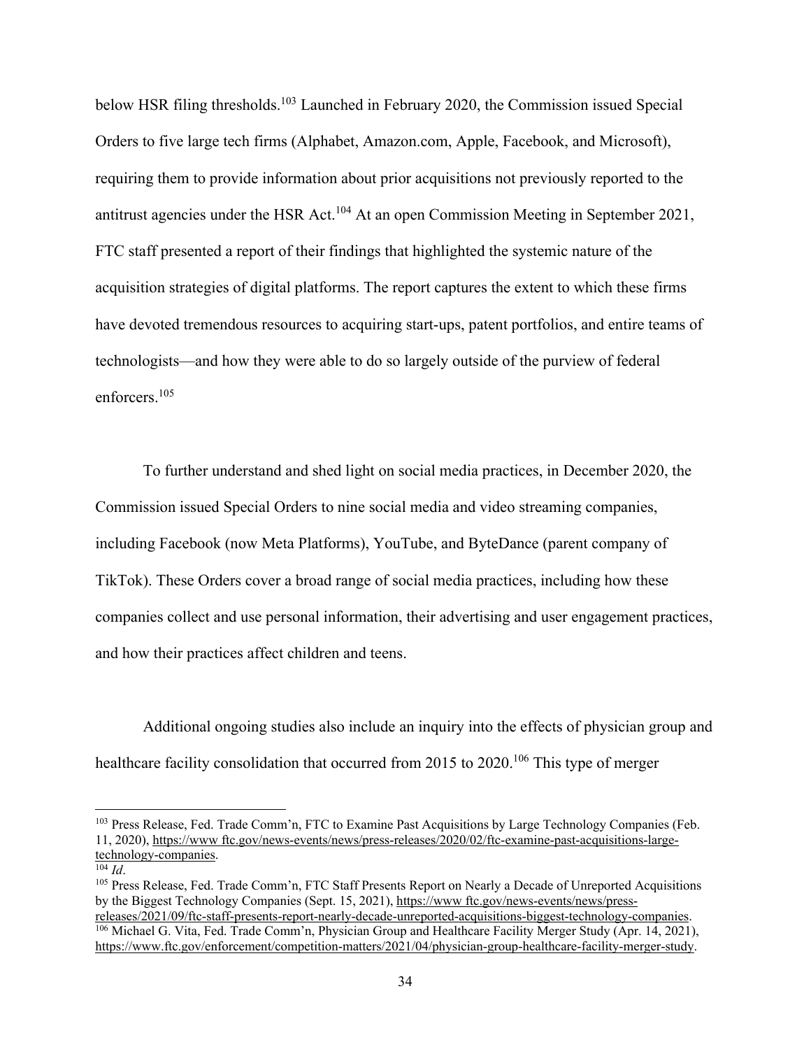below HSR filing thresholds.[103] Launched in February 2020, the Commission issued Special Orders to five large tech firms (Alphabet, Amazon.com, Apple, Facebook, and Microsoft), requiring them to provide information about prior acquisitions not previously reported to the antitrust agencies under the HSR Act.[104] At an open Commission Meeting in September 2021, FTC staff presented a report of their findings that highlighted the systemic nature of the acquisition strategies of digital platforms. The report captures the extent to which these firms have devoted tremendous resources to acquiring start-ups, patent portfolios, and entire teams of technologists—and how they were able to do so largely outside of the purview of federal enforcers.[105]

To further understand and shed light on social media practices, in December 2020, the Commission issued Special Orders to nine social media and video streaming companies, including Facebook (now Meta Platforms), YouTube, and ByteDance (parent company of TikTok). These Orders cover a broad range of social media practices, including how these companies collect and use personal information, their advertising and user engagement practices, and how their practices affect children and teens.

Additional ongoing studies also include an inquiry into the effects of physician group and healthcare facility consolidation that occurred from 2015 to 2020.[106] This type of merger

---

[103] Press Release, Fed. Trade Comm'n, FTC to Examine Past Acquisitions by Large Technology Companies (Feb. 11, 2020), https://www ftc.gov/news-events/news/press-releases/2020/02/ftc-examine-past-acquisitions-large-technology-companies.

[104] *Id*.

[105] Press Release, Fed. Trade Comm'n, FTC Staff Presents Report on Nearly a Decade of Unreported Acquisitions by the Biggest Technology Companies (Sept. 15, 2021), https://www ftc.gov/news-events/news/press-releases/2021/09/ftc-staff-presents-report-nearly-decade-unreported-acquisitions-biggest-technology-companies.

[106] Michael G. Vita, Fed. Trade Comm'n, Physician Group and Healthcare Facility Merger Study (Apr. 14, 2021), https://www.ftc.gov/enforcement/competition-matters/2021/04/physician-group-healthcare-facility-merger-study.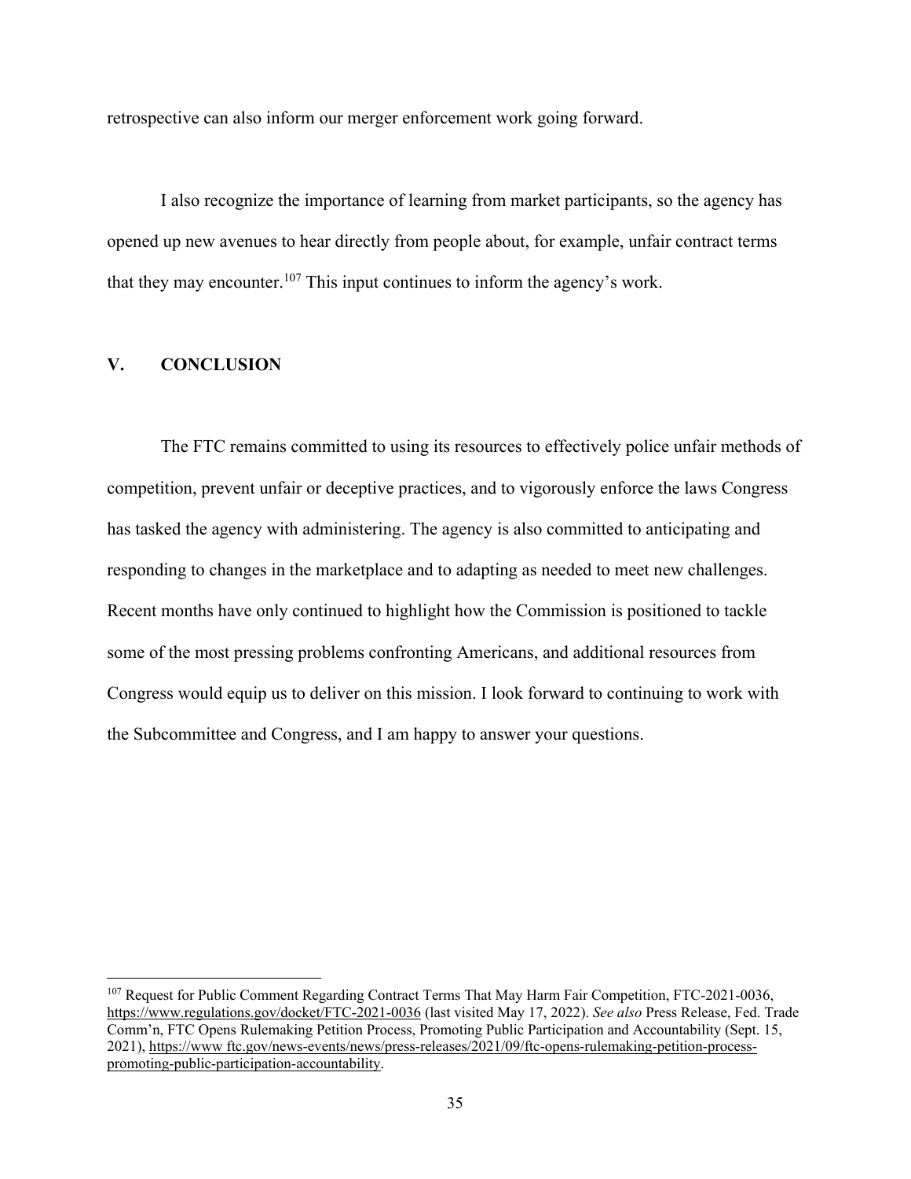retrospective can also inform our merger enforcement work going forward.

I also recognize the importance of learning from market participants, so the agency has opened up new avenues to hear directly from people about, for example, unfair contract terms that they may encounter.[107] This input continues to inform the agency's work.

## V. CONCLUSION

The FTC remains committed to using its resources to effectively police unfair methods of competition, prevent unfair or deceptive practices, and to vigorously enforce the laws Congress has tasked the agency with administering. The agency is also committed to anticipating and responding to changes in the marketplace and to adapting as needed to meet new challenges. Recent months have only continued to highlight how the Commission is positioned to tackle some of the most pressing problems confronting Americans, and additional resources from Congress would equip us to deliver on this mission. I look forward to continuing to work with the Subcommittee and Congress, and I am happy to answer your questions.

---

[107] Request for Public Comment Regarding Contract Terms That May Harm Fair Competition, FTC-2021-0036, https://www.regulations.gov/docket/FTC-2021-0036 (last visited May 17, 2022). *See also* Press Release, Fed. Trade Comm'n, FTC Opens Rulemaking Petition Process, Promoting Public Participation and Accountability (Sept. 15, 2021), https://www ftc.gov/news-events/news/press-releases/2021/09/ftc-opens-rulemaking-petition-process-promoting-public-participation-accountability.